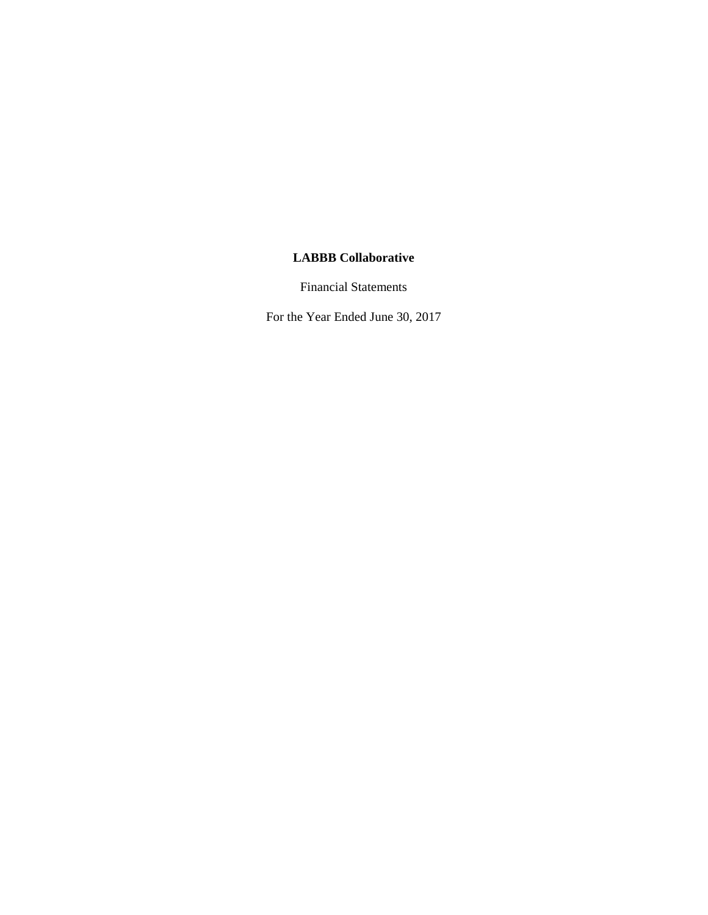**LABBB Collaborative**

Financial Statements

For the Year Ended June 30, 2017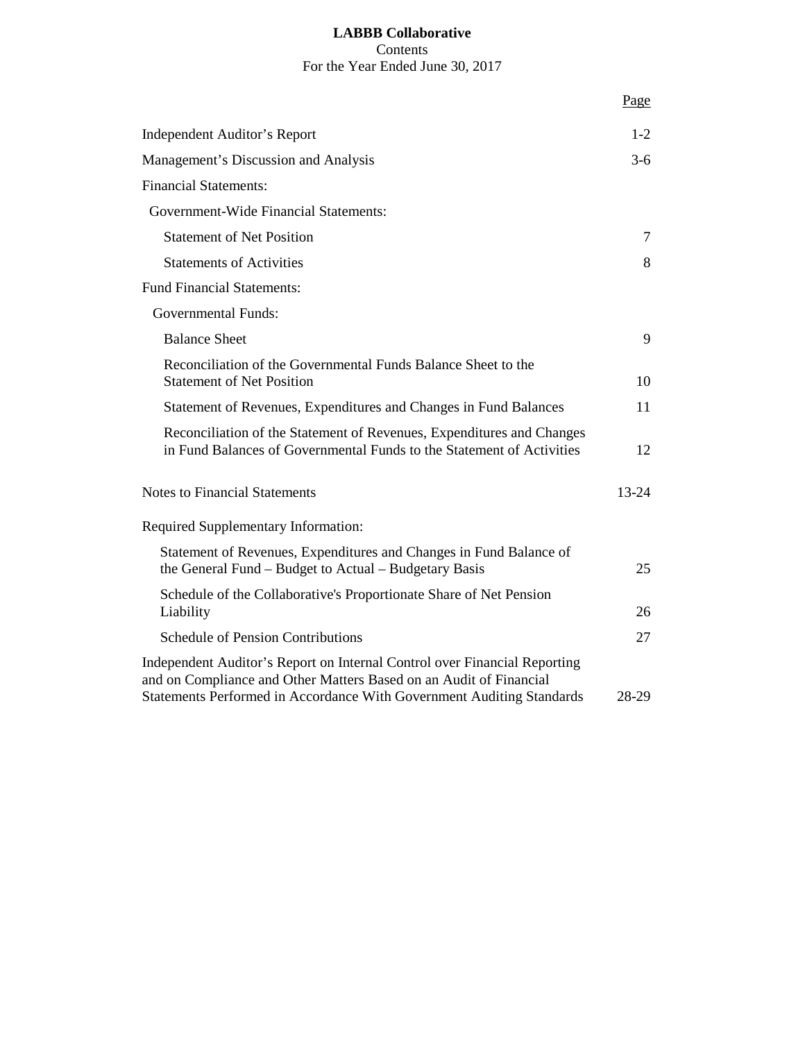**LABBB Collaborative**
Contents
For the Year Ended June 30, 2017

| | Page |
|---|---|
| Independent Auditor's Report | 1-2 |
| Management's Discussion and Analysis | 3-6 |
| Financial Statements: | |
| Government-Wide Financial Statements: | |
| Statement of Net Position | 7 |
| Statements of Activities | 8 |
| Fund Financial Statements: | |
| Governmental Funds: | |
| Balance Sheet | 9 |
| Reconciliation of the Governmental Funds Balance Sheet to the Statement of Net Position | 10 |
| Statement of Revenues, Expenditures and Changes in Fund Balances | 11 |
| Reconciliation of the Statement of Revenues, Expenditures and Changes in Fund Balances of Governmental Funds to the Statement of Activities | 12 |
| Notes to Financial Statements | 13-24 |
| Required Supplementary Information: | |
| Statement of Revenues, Expenditures and Changes in Fund Balance of the General Fund – Budget to Actual – Budgetary Basis | 25 |
| Schedule of the Collaborative's Proportionate Share of Net Pension Liability | 26 |
| Schedule of Pension Contributions | 27 |
| Independent Auditor's Report on Internal Control over Financial Reporting and on Compliance and Other Matters Based on an Audit of Financial Statements Performed in Accordance With Government Auditing Standards | 28-29 |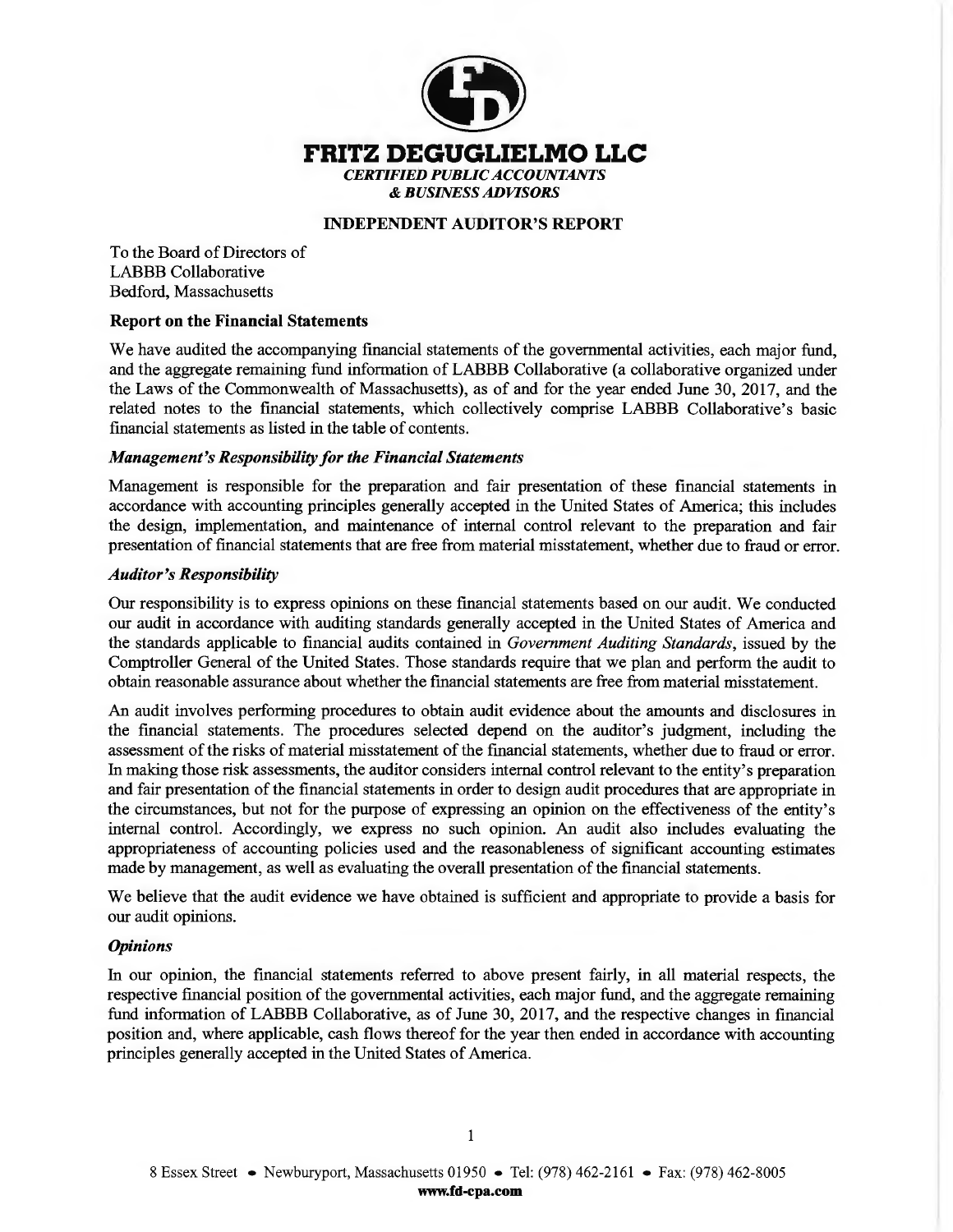# FRITZ DEGUGLIELMO LLC

*CERTIFIED PUBLIC ACCOUNTANTS & BUSINESS ADVISORS*

## INDEPENDENT AUDITOR'S REPORT

To the Board of Directors of
LABBB Collaborative
Bedford, Massachusetts

### Report on the Financial Statements

We have audited the accompanying financial statements of the governmental activities, each major fund, and the aggregate remaining fund information of LABBB Collaborative (a collaborative organized under the Laws of the Commonwealth of Massachusetts), as of and for the year ended June 30, 2017, and the related notes to the financial statements, which collectively comprise LABBB Collaborative's basic financial statements as listed in the table of contents.

#### *Management's Responsibility for the Financial Statements*

Management is responsible for the preparation and fair presentation of these financial statements in accordance with accounting principles generally accepted in the United States of America; this includes the design, implementation, and maintenance of internal control relevant to the preparation and fair presentation of financial statements that are free from material misstatement, whether due to fraud or error.

#### *Auditor's Responsibility*

Our responsibility is to express opinions on these financial statements based on our audit. We conducted our audit in accordance with auditing standards generally accepted in the United States of America and the standards applicable to financial audits contained in *Government Auditing Standards*, issued by the Comptroller General of the United States. Those standards require that we plan and perform the audit to obtain reasonable assurance about whether the financial statements are free from material misstatement.

An audit involves performing procedures to obtain audit evidence about the amounts and disclosures in the financial statements. The procedures selected depend on the auditor's judgment, including the assessment of the risks of material misstatement of the financial statements, whether due to fraud or error. In making those risk assessments, the auditor considers internal control relevant to the entity's preparation and fair presentation of the financial statements in order to design audit procedures that are appropriate in the circumstances, but not for the purpose of expressing an opinion on the effectiveness of the entity's internal control. Accordingly, we express no such opinion. An audit also includes evaluating the appropriateness of accounting policies used and the reasonableness of significant accounting estimates made by management, as well as evaluating the overall presentation of the financial statements.

We believe that the audit evidence we have obtained is sufficient and appropriate to provide a basis for our audit opinions.

#### *Opinions*

In our opinion, the financial statements referred to above present fairly, in all material respects, the respective financial position of the governmental activities, each major fund, and the aggregate remaining fund information of LABBB Collaborative, as of June 30, 2017, and the respective changes in financial position and, where applicable, cash flows thereof for the year then ended in accordance with accounting principles generally accepted in the United States of America.

8 Essex Street • Newburyport, Massachusetts 01950 • Tel: (978) 462-2161 • Fax: (978) 462-8005
**www.fd-cpa.com**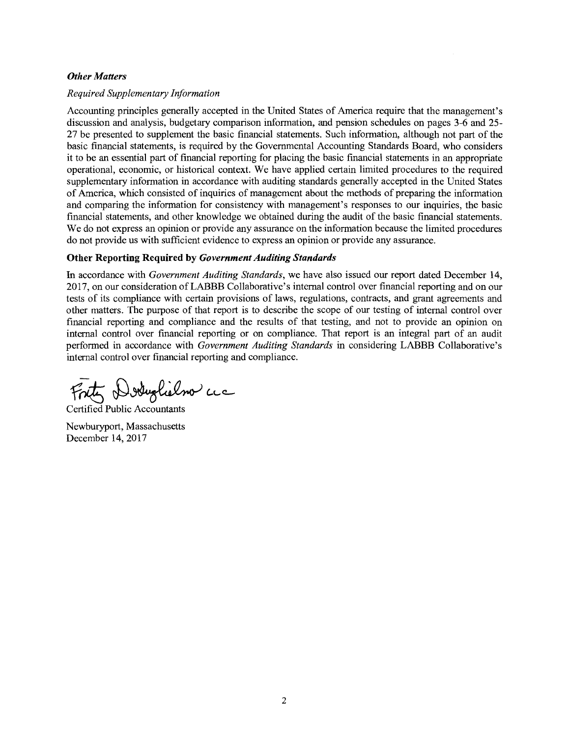### *Other Matters*

*Required Supplementary Information*

Accounting principles generally accepted in the United States of America require that the management's discussion and analysis, budgetary comparison information, and pension schedules on pages 3-6 and 25-27 be presented to supplement the basic financial statements. Such information, although not part of the basic financial statements, is required by the Governmental Accounting Standards Board, who considers it to be an essential part of financial reporting for placing the basic financial statements in an appropriate operational, economic, or historical context. We have applied certain limited procedures to the required supplementary information in accordance with auditing standards generally accepted in the United States of America, which consisted of inquiries of management about the methods of preparing the information and comparing the information for consistency with management's responses to our inquiries, the basic financial statements, and other knowledge we obtained during the audit of the basic financial statements. We do not express an opinion or provide any assurance on the information because the limited procedures do not provide us with sufficient evidence to express an opinion or provide any assurance.

### Other Reporting Required by *Government Auditing Standards*

In accordance with *Government Auditing Standards*, we have also issued our report dated December 14, 2017, on our consideration of LABBB Collaborative's internal control over financial reporting and on our tests of its compliance with certain provisions of laws, regulations, contracts, and grant agreements and other matters. The purpose of that report is to describe the scope of our testing of internal control over financial reporting and compliance and the results of that testing, and not to provide an opinion on internal control over financial reporting or on compliance. That report is an integral part of an audit performed in accordance with *Government Auditing Standards* in considering LABBB Collaborative's internal control over financial reporting and compliance.

Fritz DeGuglielmo LLC

Certified Public Accountants

Newburyport, Massachusetts
December 14, 2017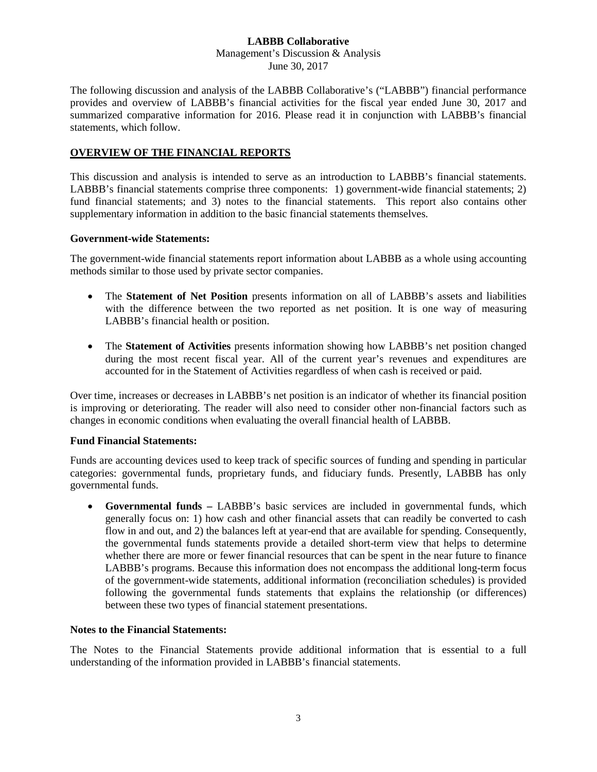# LABBB Collaborative

Management's Discussion & Analysis

June 30, 2017

The following discussion and analysis of the LABBB Collaborative's ("LABBB") financial performance provides and overview of LABBB's financial activities for the fiscal year ended June 30, 2017 and summarized comparative information for 2016. Please read it in conjunction with LABBB's financial statements, which follow.

## OVERVIEW OF THE FINANCIAL REPORTS

This discussion and analysis is intended to serve as an introduction to LABBB's financial statements. LABBB's financial statements comprise three components: 1) government-wide financial statements; 2) fund financial statements; and 3) notes to the financial statements. This report also contains other supplementary information in addition to the basic financial statements themselves.

### Government-wide Statements:

The government-wide financial statements report information about LABBB as a whole using accounting methods similar to those used by private sector companies.

- The **Statement of Net Position** presents information on all of LABBB's assets and liabilities with the difference between the two reported as net position. It is one way of measuring LABBB's financial health or position.
- The **Statement of Activities** presents information showing how LABBB's net position changed during the most recent fiscal year. All of the current year's revenues and expenditures are accounted for in the Statement of Activities regardless of when cash is received or paid.

Over time, increases or decreases in LABBB's net position is an indicator of whether its financial position is improving or deteriorating. The reader will also need to consider other non-financial factors such as changes in economic conditions when evaluating the overall financial health of LABBB.

### Fund Financial Statements:

Funds are accounting devices used to keep track of specific sources of funding and spending in particular categories: governmental funds, proprietary funds, and fiduciary funds. Presently, LABBB has only governmental funds.

- **Governmental funds –** LABBB's basic services are included in governmental funds, which generally focus on: 1) how cash and other financial assets that can readily be converted to cash flow in and out, and 2) the balances left at year-end that are available for spending. Consequently, the governmental funds statements provide a detailed short-term view that helps to determine whether there are more or fewer financial resources that can be spent in the near future to finance LABBB's programs. Because this information does not encompass the additional long-term focus of the government-wide statements, additional information (reconciliation schedules) is provided following the governmental funds statements that explains the relationship (or differences) between these two types of financial statement presentations.

### Notes to the Financial Statements:

The Notes to the Financial Statements provide additional information that is essential to a full understanding of the information provided in LABBB's financial statements.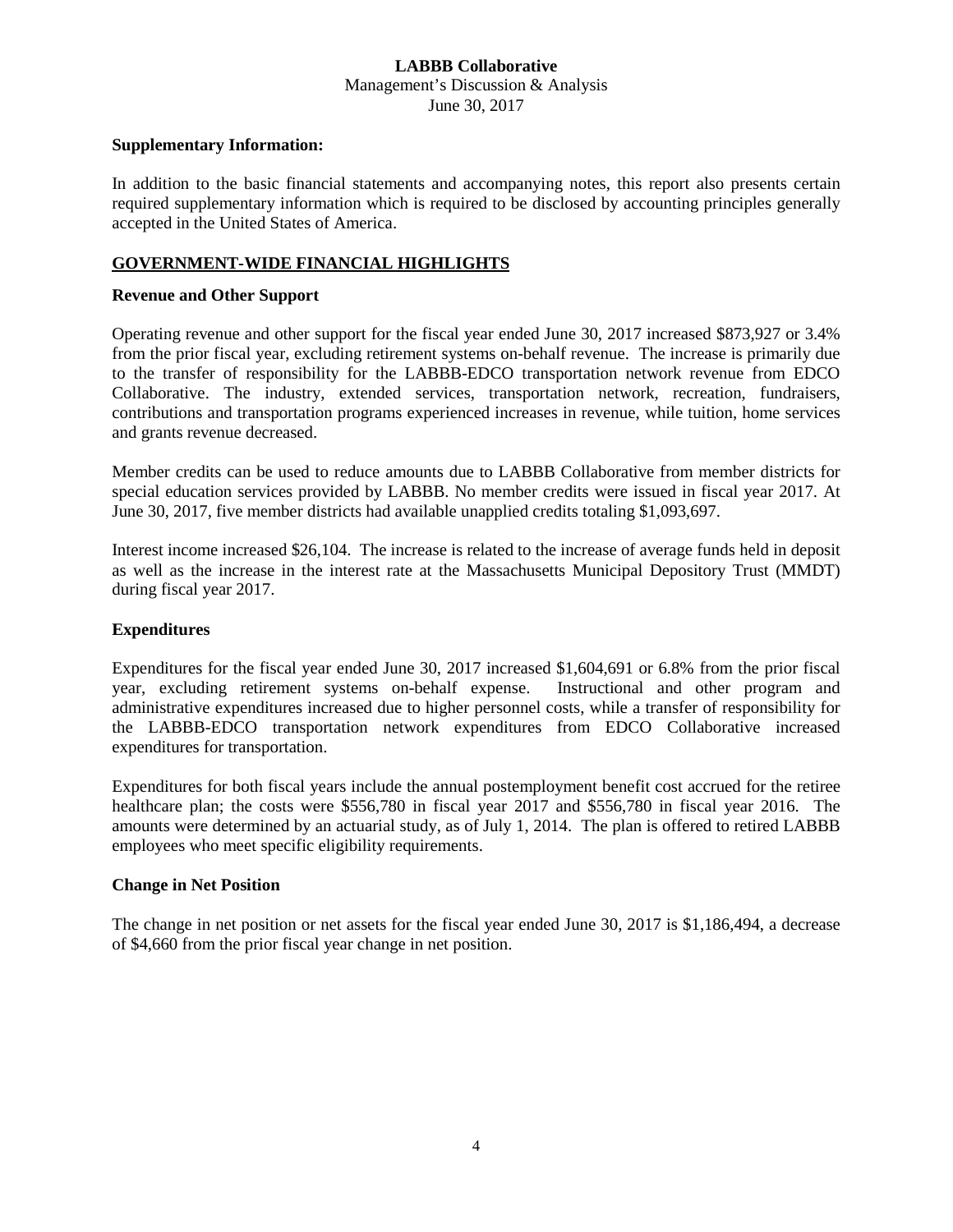**Supplementary Information:**

In addition to the basic financial statements and accompanying notes, this report also presents certain required supplementary information which is required to be disclosed by accounting principles generally accepted in the United States of America.

## GOVERNMENT-WIDE FINANCIAL HIGHLIGHTS

### Revenue and Other Support

Operating revenue and other support for the fiscal year ended June 30, 2017 increased $873,927 or 3.4% from the prior fiscal year, excluding retirement systems on-behalf revenue. The increase is primarily due to the transfer of responsibility for the LABBB-EDCO transportation network revenue from EDCO Collaborative. The industry, extended services, transportation network, recreation, fundraisers, contributions and transportation programs experienced increases in revenue, while tuition, home services and grants revenue decreased.

Member credits can be used to reduce amounts due to LABBB Collaborative from member districts for special education services provided by LABBB. No member credits were issued in fiscal year 2017. At June 30, 2017, five member districts had available unapplied credits totaling $1,093,697.

Interest income increased $26,104. The increase is related to the increase of average funds held in deposit as well as the increase in the interest rate at the Massachusetts Municipal Depository Trust (MMDT) during fiscal year 2017.

### Expenditures

Expenditures for the fiscal year ended June 30, 2017 increased $1,604,691 or 6.8% from the prior fiscal year, excluding retirement systems on-behalf expense. Instructional and other program and administrative expenditures increased due to higher personnel costs, while a transfer of responsibility for the LABBB-EDCO transportation network expenditures from EDCO Collaborative increased expenditures for transportation.

Expenditures for both fiscal years include the annual postemployment benefit cost accrued for the retiree healthcare plan; the costs were $556,780 in fiscal year 2017 and $556,780 in fiscal year 2016. The amounts were determined by an actuarial study, as of July 1, 2014. The plan is offered to retired LABBB employees who meet specific eligibility requirements.

### Change in Net Position

The change in net position or net assets for the fiscal year ended June 30, 2017 is $1,186,494, a decrease of $4,660 from the prior fiscal year change in net position.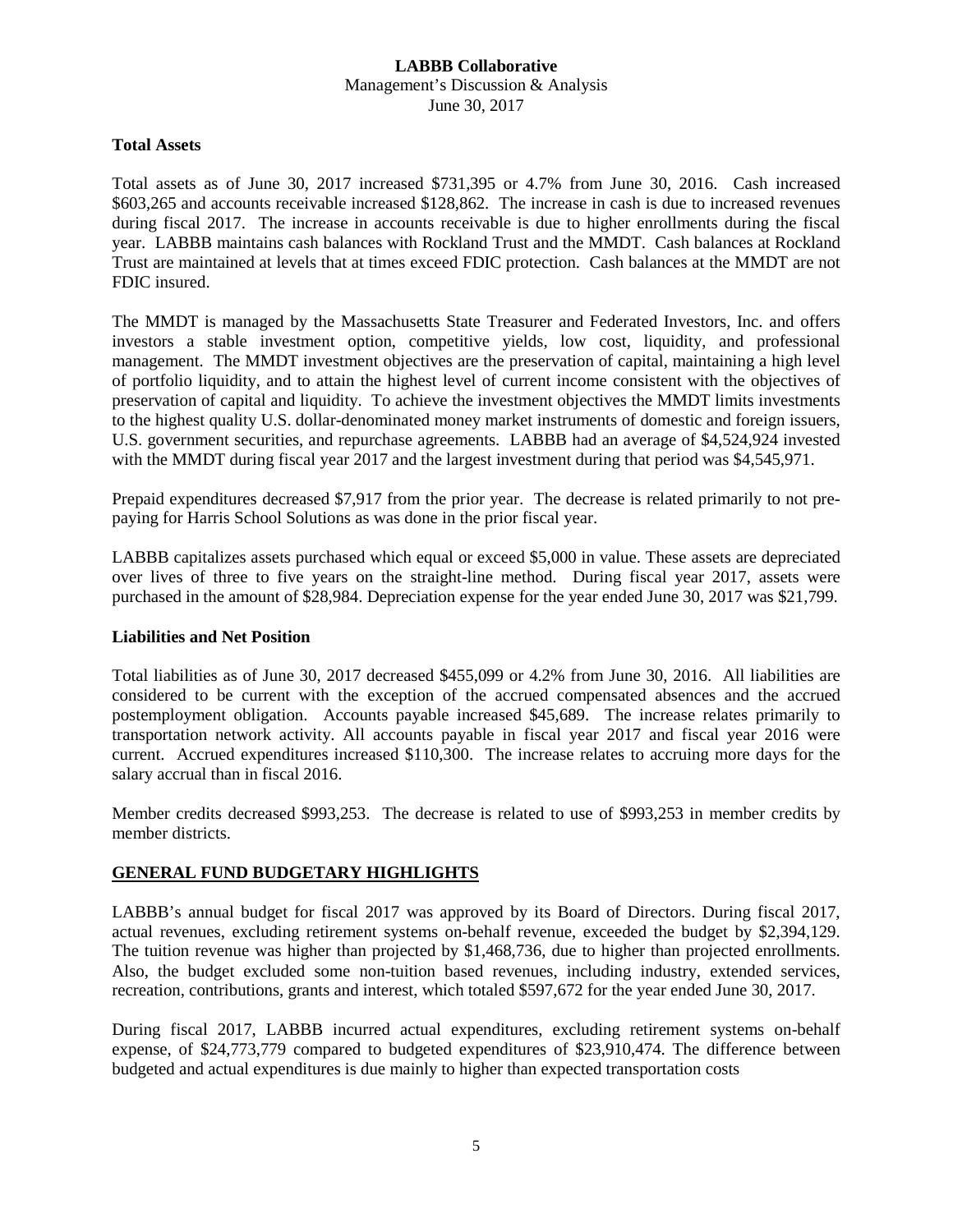### Total Assets

Total assets as of June 30, 2017 increased $731,395 or 4.7% from June 30, 2016. Cash increased $603,265 and accounts receivable increased $128,862. The increase in cash is due to increased revenues during fiscal 2017. The increase in accounts receivable is due to higher enrollments during the fiscal year. LABBB maintains cash balances with Rockland Trust and the MMDT. Cash balances at Rockland Trust are maintained at levels that at times exceed FDIC protection. Cash balances at the MMDT are not FDIC insured.

The MMDT is managed by the Massachusetts State Treasurer and Federated Investors, Inc. and offers investors a stable investment option, competitive yields, low cost, liquidity, and professional management. The MMDT investment objectives are the preservation of capital, maintaining a high level of portfolio liquidity, and to attain the highest level of current income consistent with the objectives of preservation of capital and liquidity. To achieve the investment objectives the MMDT limits investments to the highest quality U.S. dollar-denominated money market instruments of domestic and foreign issuers, U.S. government securities, and repurchase agreements. LABBB had an average of $4,524,924 invested with the MMDT during fiscal year 2017 and the largest investment during that period was $4,545,971.

Prepaid expenditures decreased $7,917 from the prior year. The decrease is related primarily to not pre-paying for Harris School Solutions as was done in the prior fiscal year.

LABBB capitalizes assets purchased which equal or exceed $5,000 in value. These assets are depreciated over lives of three to five years on the straight-line method. During fiscal year 2017, assets were purchased in the amount of $28,984. Depreciation expense for the year ended June 30, 2017 was $21,799.

### Liabilities and Net Position

Total liabilities as of June 30, 2017 decreased $455,099 or 4.2% from June 30, 2016. All liabilities are considered to be current with the exception of the accrued compensated absences and the accrued postemployment obligation. Accounts payable increased $45,689. The increase relates primarily to transportation network activity. All accounts payable in fiscal year 2017 and fiscal year 2016 were current. Accrued expenditures increased $110,300. The increase relates to accruing more days for the salary accrual than in fiscal 2016.

Member credits decreased $993,253. The decrease is related to use of $993,253 in member credits by member districts.

## GENERAL FUND BUDGETARY HIGHLIGHTS

LABBB's annual budget for fiscal 2017 was approved by its Board of Directors. During fiscal 2017, actual revenues, excluding retirement systems on-behalf revenue, exceeded the budget by $2,394,129. The tuition revenue was higher than projected by $1,468,736, due to higher than projected enrollments. Also, the budget excluded some non-tuition based revenues, including industry, extended services, recreation, contributions, grants and interest, which totaled $597,672 for the year ended June 30, 2017.

During fiscal 2017, LABBB incurred actual expenditures, excluding retirement systems on-behalf expense, of $24,773,779 compared to budgeted expenditures of $23,910,474. The difference between budgeted and actual expenditures is due mainly to higher than expected transportation costs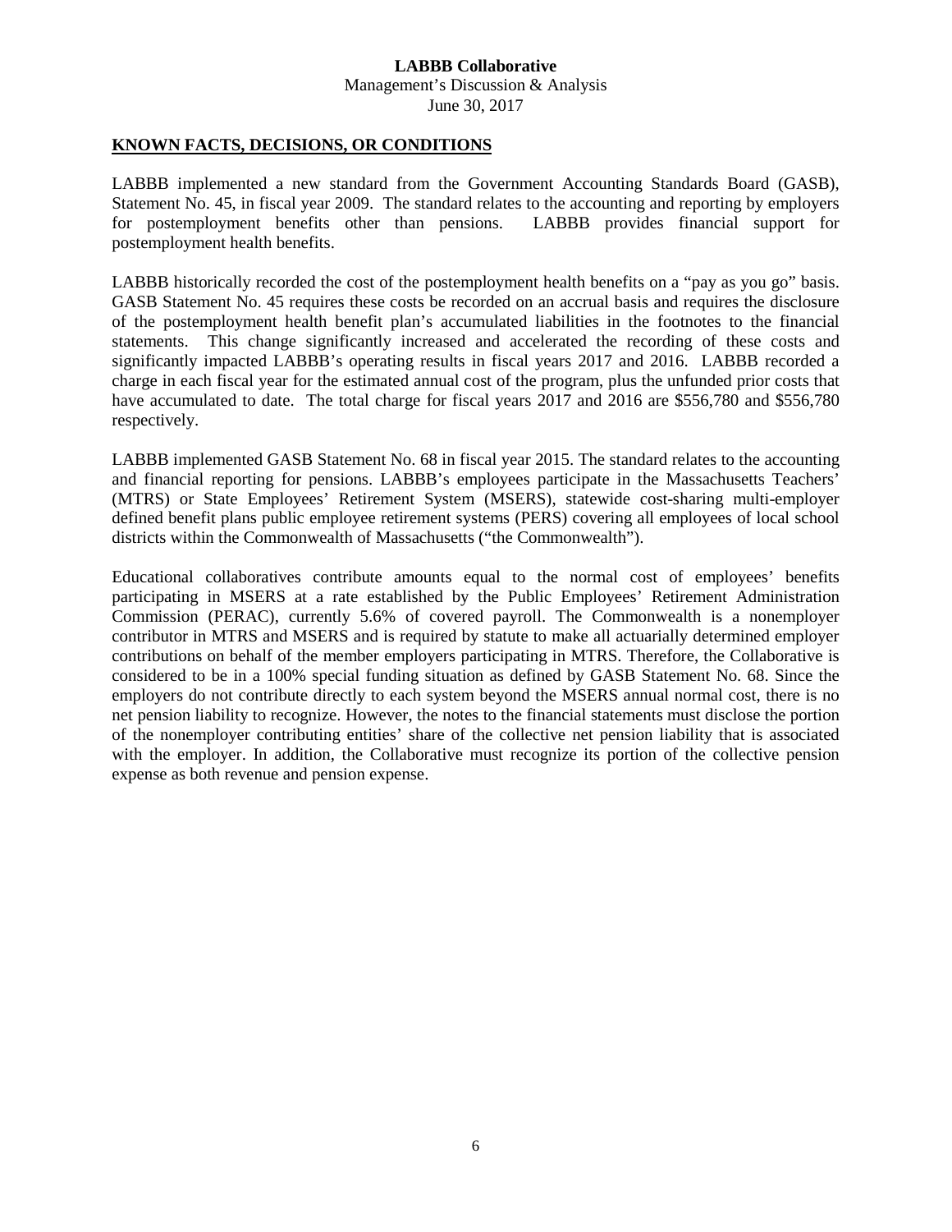## KNOWN FACTS, DECISIONS, OR CONDITIONS

LABBB implemented a new standard from the Government Accounting Standards Board (GASB), Statement No. 45, in fiscal year 2009. The standard relates to the accounting and reporting by employers for postemployment benefits other than pensions. LABBB provides financial support for postemployment health benefits.

LABBB historically recorded the cost of the postemployment health benefits on a "pay as you go" basis. GASB Statement No. 45 requires these costs be recorded on an accrual basis and requires the disclosure of the postemployment health benefit plan's accumulated liabilities in the footnotes to the financial statements. This change significantly increased and accelerated the recording of these costs and significantly impacted LABBB's operating results in fiscal years 2017 and 2016. LABBB recorded a charge in each fiscal year for the estimated annual cost of the program, plus the unfunded prior costs that have accumulated to date. The total charge for fiscal years 2017 and 2016 are $556,780 and $556,780 respectively.

LABBB implemented GASB Statement No. 68 in fiscal year 2015. The standard relates to the accounting and financial reporting for pensions. LABBB's employees participate in the Massachusetts Teachers' (MTRS) or State Employees' Retirement System (MSERS), statewide cost-sharing multi-employer defined benefit plans public employee retirement systems (PERS) covering all employees of local school districts within the Commonwealth of Massachusetts ("the Commonwealth").

Educational collaboratives contribute amounts equal to the normal cost of employees' benefits participating in MSERS at a rate established by the Public Employees' Retirement Administration Commission (PERAC), currently 5.6% of covered payroll. The Commonwealth is a nonemployer contributor in MTRS and MSERS and is required by statute to make all actuarially determined employer contributions on behalf of the member employers participating in MTRS. Therefore, the Collaborative is considered to be in a 100% special funding situation as defined by GASB Statement No. 68. Since the employers do not contribute directly to each system beyond the MSERS annual normal cost, there is no net pension liability to recognize. However, the notes to the financial statements must disclose the portion of the nonemployer contributing entities' share of the collective net pension liability that is associated with the employer. In addition, the Collaborative must recognize its portion of the collective pension expense as both revenue and pension expense.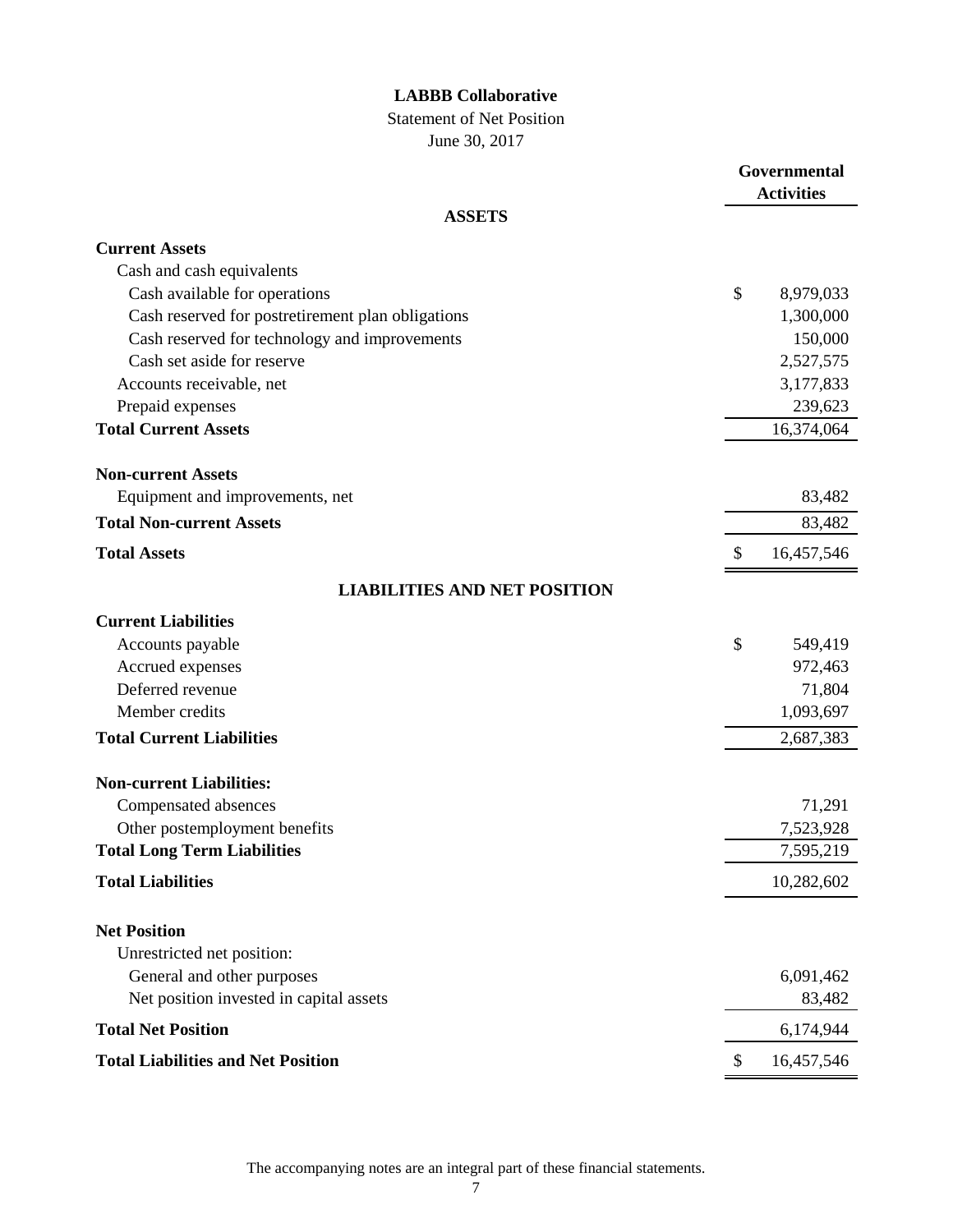# LABBB Collaborative

Statement of Net Position

June 30, 2017

| | | Governmental Activities |
|---|---|---|
| **ASSETS** | | |
| **Current Assets** | | |
| Cash and cash equivalents | | |
| Cash available for operations | $ | 8,979,033 |
| Cash reserved for postretirement plan obligations | | 1,300,000 |
| Cash reserved for technology and improvements | | 150,000 |
| Cash set aside for reserve | | 2,527,575 |
| Accounts receivable, net | | 3,177,833 |
| Prepaid expenses | | 239,623 |
| **Total Current Assets** | | 16,374,064 |
| **Non-current Assets** | | |
| Equipment and improvements, net | | 83,482 |
| **Total Non-current Assets** | | 83,482 |
| **Total Assets** | $ | 16,457,546 |
| **LIABILITIES AND NET POSITION** | | |
| **Current Liabilities** | | |
| Accounts payable | $ | 549,419 |
| Accrued expenses | | 972,463 |
| Deferred revenue | | 71,804 |
| Member credits | | 1,093,697 |
| **Total Current Liabilities** | | 2,687,383 |
| **Non-current Liabilities:** | | |
| Compensated absences | | 71,291 |
| Other postemployment benefits | | 7,523,928 |
| **Total Long Term Liabilities** | | 7,595,219 |
| **Total Liabilities** | | 10,282,602 |
| **Net Position** | | |
| Unrestricted net position: | | |
| General and other purposes | | 6,091,462 |
| Net position invested in capital assets | | 83,482 |
| **Total Net Position** | | 6,174,944 |
| **Total Liabilities and Net Position** | $ | 16,457,546 |

The accompanying notes are an integral part of these financial statements.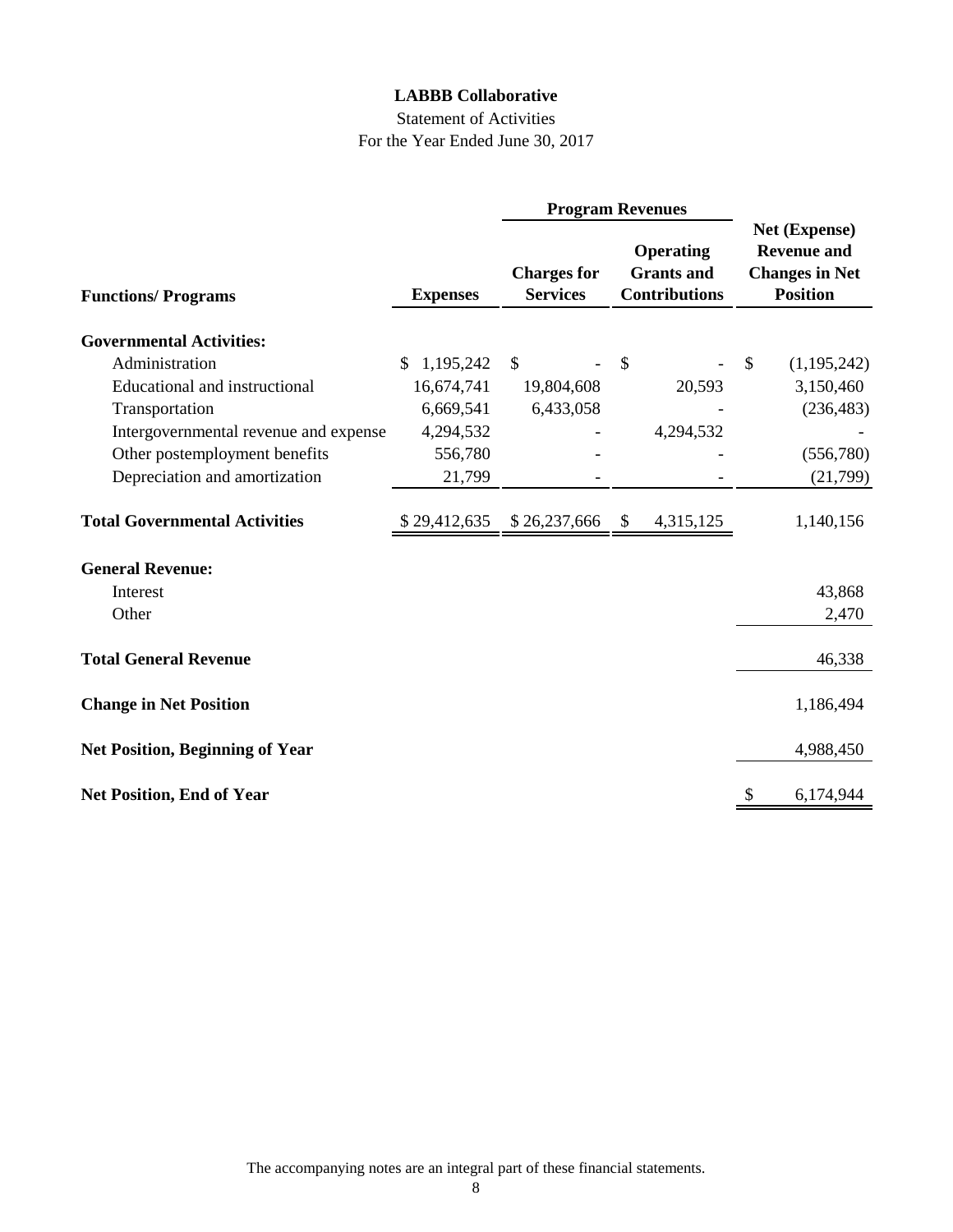**LABBB Collaborative**

Statement of Activities

For the Year Ended June 30, 2017

| Functions/ Programs | Expenses | Program Revenues: Charges for Services | Program Revenues: Operating Grants and Contributions | Net (Expense) Revenue and Changes in Net Position |
|---|---|---|---|---|
| **Governmental Activities:** | | | | |
| Administration | $ 1,195,242 | $ - | $ - | $ (1,195,242) |
| Educational and instructional | 16,674,741 | 19,804,608 | 20,593 | 3,150,460 |
| Transportation | 6,669,541 | 6,433,058 | - | (236,483) |
| Intergovernmental revenue and expense | 4,294,532 | - | 4,294,532 | - |
| Other postemployment benefits | 556,780 | - | - | (556,780) |
| Depreciation and amortization | 21,799 | - | - | (21,799) |
| **Total Governmental Activities** | $ 29,412,635 | $ 26,237,666 | $ 4,315,125 | 1,140,156 |
| **General Revenue:** | | | | |
| Interest | | | | 43,868 |
| Other | | | | 2,470 |
| **Total General Revenue** | | | | 46,338 |
| **Change in Net Position** | | | | 1,186,494 |
| **Net Position, Beginning of Year** | | | | 4,988,450 |
| **Net Position, End of Year** | | | | $ 6,174,944 |

The accompanying notes are an integral part of these financial statements.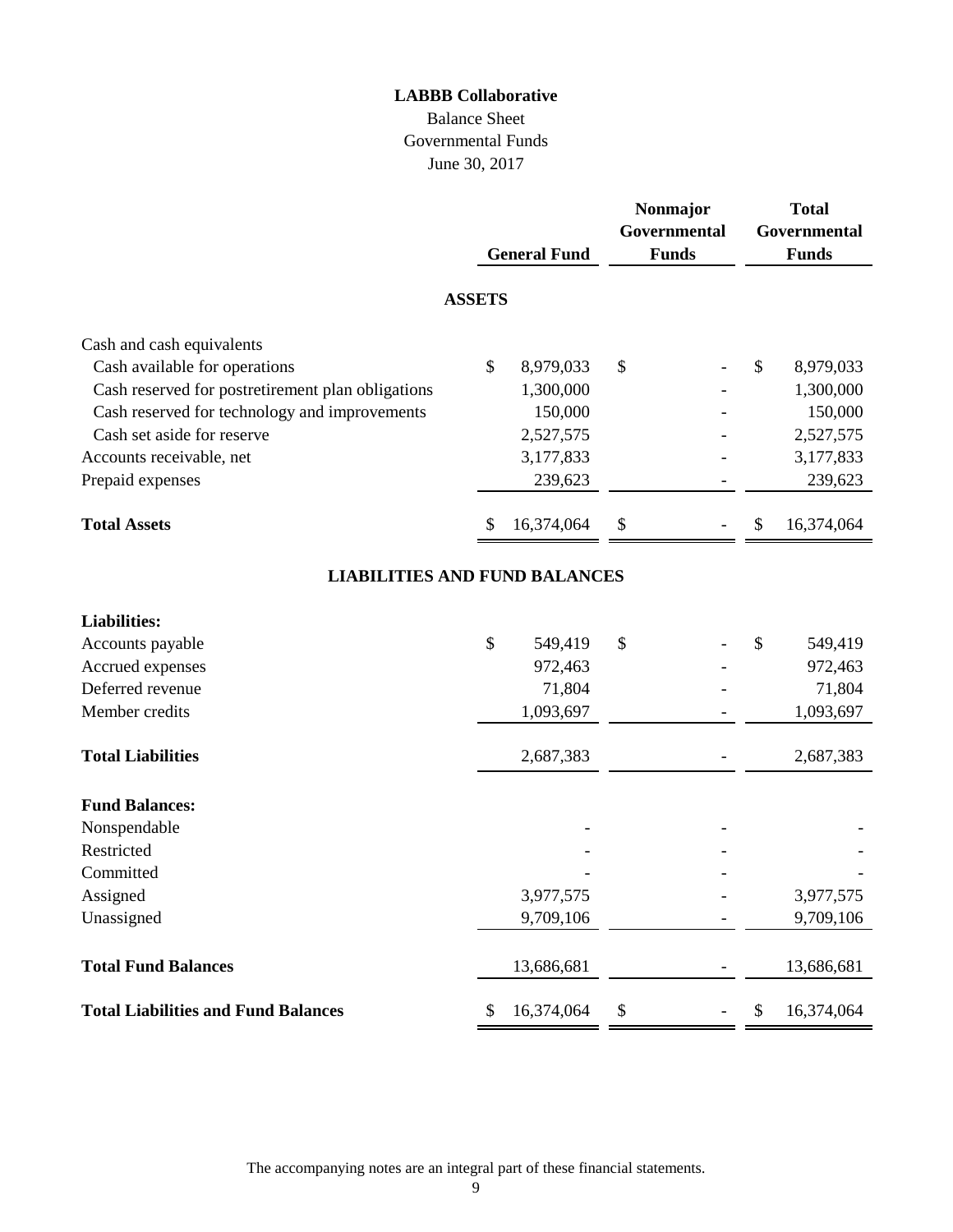# LABBB Collaborative

Balance Sheet
Governmental Funds
June 30, 2017

| | General Fund | Nonmajor Governmental Funds | Total Governmental Funds |
|---|---|---|---|
| **ASSETS** | | | |
| Cash and cash equivalents | | | |
| Cash available for operations | $ 8,979,033 | $ - | $ 8,979,033 |
| Cash reserved for postretirement plan obligations | 1,300,000 | - | 1,300,000 |
| Cash reserved for technology and improvements | 150,000 | - | 150,000 |
| Cash set aside for reserve | 2,527,575 | - | 2,527,575 |
| Accounts receivable, net | 3,177,833 | - | 3,177,833 |
| Prepaid expenses | 239,623 | - | 239,623 |
| **Total Assets** | $ 16,374,064 | $ - | $ 16,374,064 |
| **LIABILITIES AND FUND BALANCES** | | | |
| **Liabilities:** | | | |
| Accounts payable | $ 549,419 | $ - | $ 549,419 |
| Accrued expenses | 972,463 | - | 972,463 |
| Deferred revenue | 71,804 | - | 71,804 |
| Member credits | 1,093,697 | - | 1,093,697 |
| **Total Liabilities** | 2,687,383 | - | 2,687,383 |
| **Fund Balances:** | | | |
| Nonspendable | - | - | - |
| Restricted | - | - | - |
| Committed | - | - | - |
| Assigned | 3,977,575 | - | 3,977,575 |
| Unassigned | 9,709,106 | - | 9,709,106 |
| **Total Fund Balances** | 13,686,681 | - | 13,686,681 |
| **Total Liabilities and Fund Balances** | $ 16,374,064 | $ - | $ 16,374,064 |

The accompanying notes are an integral part of these financial statements.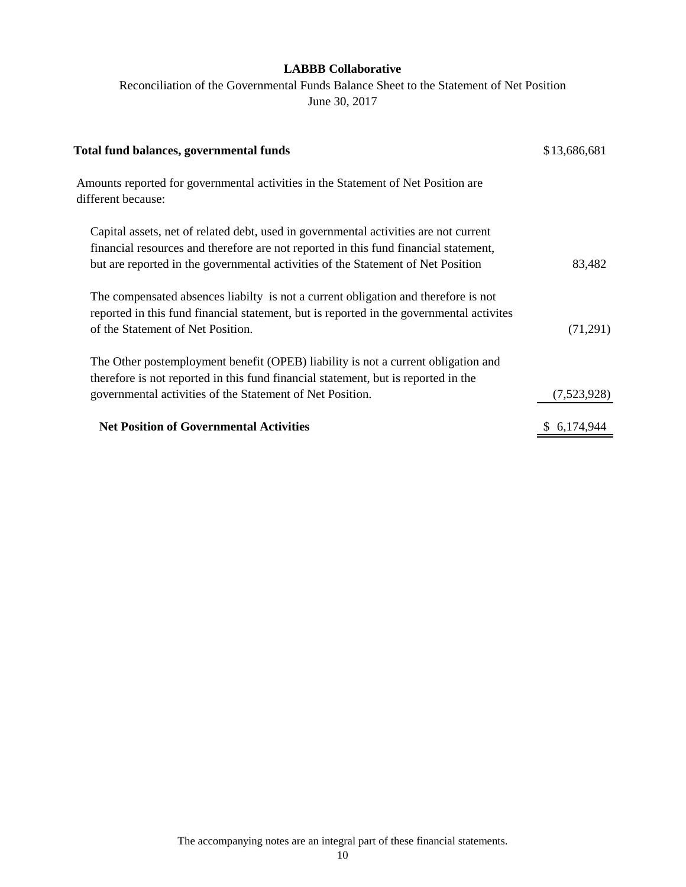**LABBB Collaborative**

Reconciliation of the Governmental Funds Balance Sheet to the Statement of Net Position

June 30, 2017

| | |
|---|---|
| **Total fund balances, governmental funds** | $13,686,681 |
| Amounts reported for governmental activities in the Statement of Net Position are different because: | |
| Capital assets, net of related debt, used in governmental activities are not current financial resources and therefore are not reported in this fund financial statement, but are reported in the governmental activities of the Statement of Net Position | 83,482 |
| The compensated absences liabilty is not a current obligation and therefore is not reported in this fund financial statement, but is reported in the governmental activites of the Statement of Net Position. | (71,291) |
| The Other postemployment benefit (OPEB) liability is not a current obligation and therefore is not reported in this fund financial statement, but is reported in the governmental activities of the Statement of Net Position. | (7,523,928) |
| **Net Position of Governmental Activities** | $ 6,174,944 |

The accompanying notes are an integral part of these financial statements.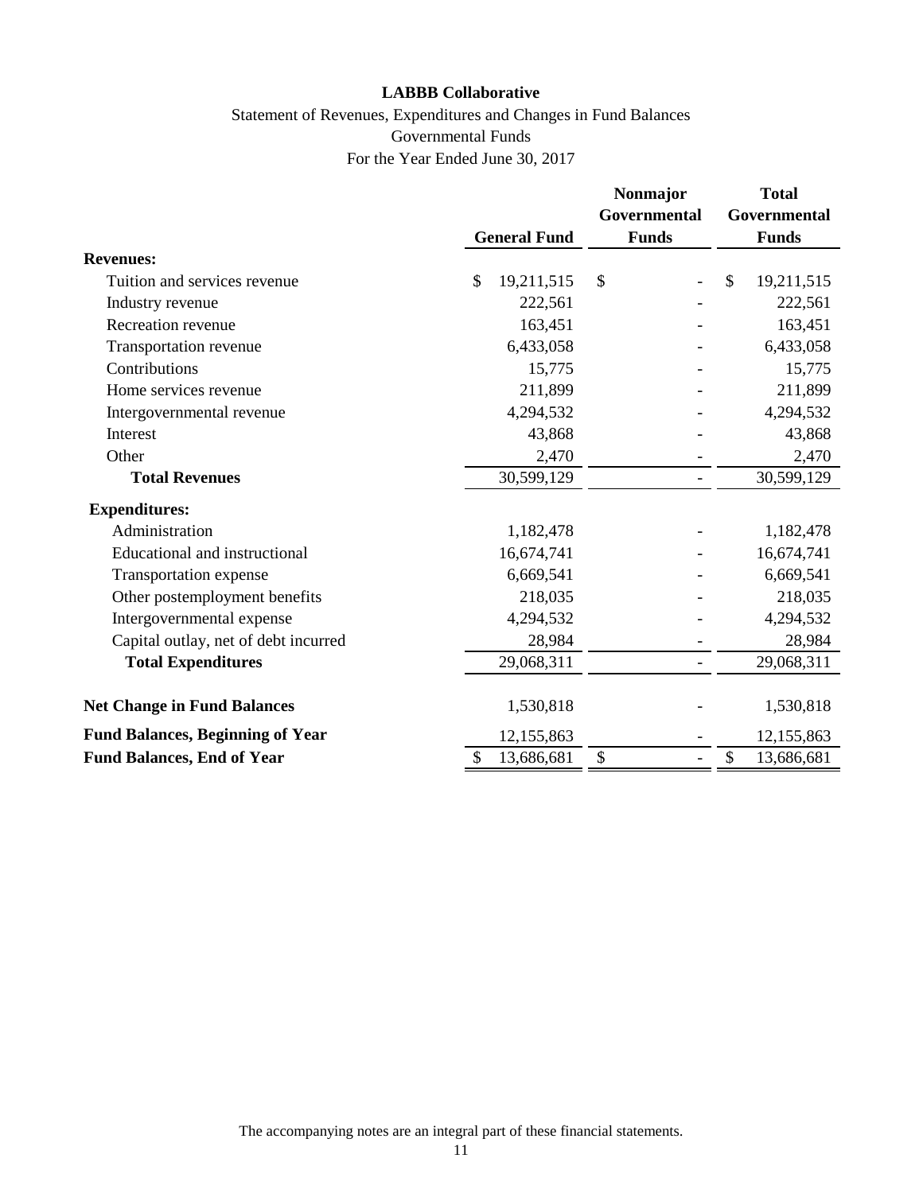**LABBB Collaborative**

Statement of Revenues, Expenditures and Changes in Fund Balances

Governmental Funds

For the Year Ended June 30, 2017

| | General Fund | Nonmajor Governmental Funds | Total Governmental Funds |
|---|---|---|---|
| **Revenues:** | | | |
| Tuition and services revenue | $ 19,211,515 | $ - | $ 19,211,515 |
| Industry revenue | 222,561 | - | 222,561 |
| Recreation revenue | 163,451 | - | 163,451 |
| Transportation revenue | 6,433,058 | - | 6,433,058 |
| Contributions | 15,775 | - | 15,775 |
| Home services revenue | 211,899 | - | 211,899 |
| Intergovernmental revenue | 4,294,532 | - | 4,294,532 |
| Interest | 43,868 | - | 43,868 |
| Other | 2,470 | - | 2,470 |
| **Total Revenues** | 30,599,129 | - | 30,599,129 |
| **Expenditures:** | | | |
| Administration | 1,182,478 | - | 1,182,478 |
| Educational and instructional | 16,674,741 | - | 16,674,741 |
| Transportation expense | 6,669,541 | - | 6,669,541 |
| Other postemployment benefits | 218,035 | - | 218,035 |
| Intergovernmental expense | 4,294,532 | - | 4,294,532 |
| Capital outlay, net of debt incurred | 28,984 | - | 28,984 |
| **Total Expenditures** | 29,068,311 | - | 29,068,311 |
| **Net Change in Fund Balances** | 1,530,818 | - | 1,530,818 |
| **Fund Balances, Beginning of Year** | 12,155,863 | - | 12,155,863 |
| **Fund Balances, End of Year** | $ 13,686,681 | $ - | $ 13,686,681 |

The accompanying notes are an integral part of these financial statements.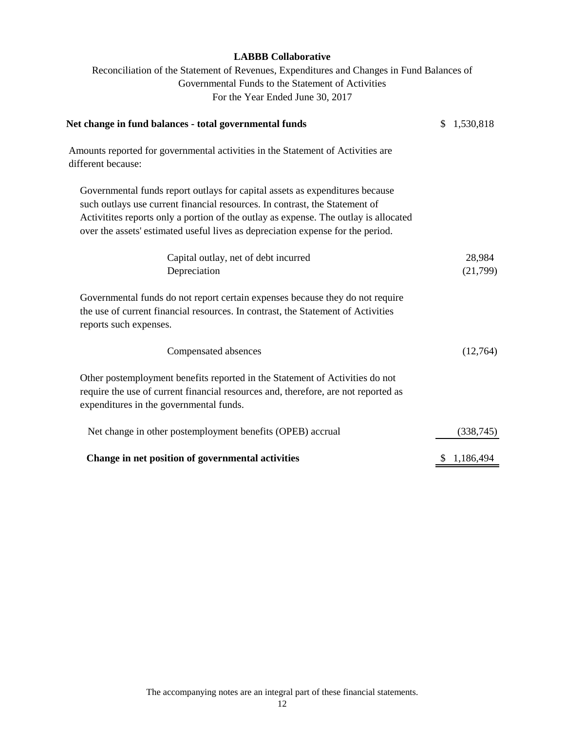# LABBB Collaborative

Reconciliation of the Statement of Revenues, Expenditures and Changes in Fund Balances of Governmental Funds to the Statement of Activities

For the Year Ended June 30, 2017

| | |
|---|---:|
| **Net change in fund balances - total governmental funds** | $ 1,530,818 |
| Amounts reported for governmental activities in the Statement of Activities are different because: | |
| Governmental funds report outlays for capital assets as expenditures because such outlays use current financial resources. In contrast, the Statement of Activitites reports only a portion of the outlay as expense. The outlay is allocated over the assets' estimated useful lives as depreciation expense for the period. | |
| Capital outlay, net of debt incurred | 28,984 |
| Depreciation | (21,799) |
| Governmental funds do not report certain expenses because they do not require the use of current financial resources. In contrast, the Statement of Activities reports such expenses. | |
| Compensated absences | (12,764) |
| Other postemployment benefits reported in the Statement of Activities do not require the use of current financial resources and, therefore, are not reported as expenditures in the governmental funds. | |
| Net change in other postemployment benefits (OPEB) accrual | (338,745) |
| **Change in net position of governmental activities** | $ 1,186,494 |

The accompanying notes are an integral part of these financial statements.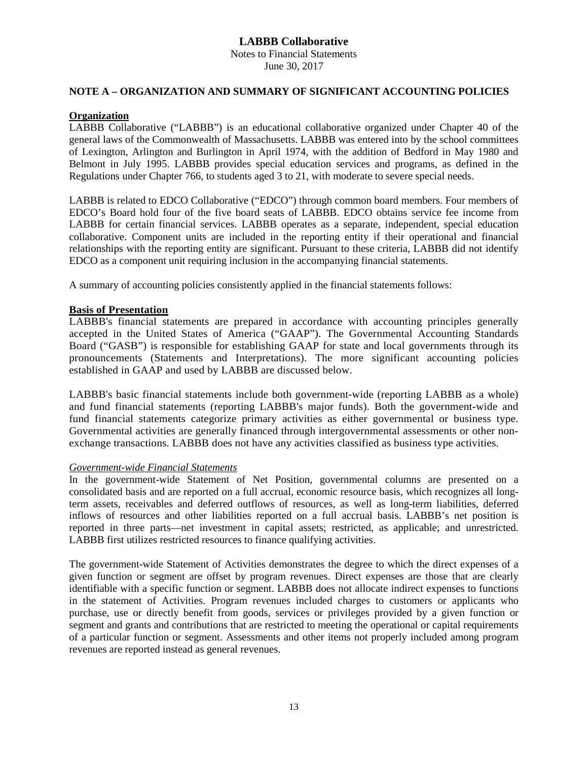# LABBB Collaborative

Notes to Financial Statements
June 30, 2017

## NOTE A – ORGANIZATION AND SUMMARY OF SIGNIFICANT ACCOUNTING POLICIES

**Organization**

LABBB Collaborative ("LABBB") is an educational collaborative organized under Chapter 40 of the general laws of the Commonwealth of Massachusetts. LABBB was entered into by the school committees of Lexington, Arlington and Burlington in April 1974, with the addition of Bedford in May 1980 and Belmont in July 1995. LABBB provides special education services and programs, as defined in the Regulations under Chapter 766, to students aged 3 to 21, with moderate to severe special needs.

LABBB is related to EDCO Collaborative ("EDCO") through common board members. Four members of EDCO's Board hold four of the five board seats of LABBB. EDCO obtains service fee income from LABBB for certain financial services. LABBB operates as a separate, independent, special education collaborative. Component units are included in the reporting entity if their operational and financial relationships with the reporting entity are significant. Pursuant to these criteria, LABBB did not identify EDCO as a component unit requiring inclusion in the accompanying financial statements.

A summary of accounting policies consistently applied in the financial statements follows:

**Basis of Presentation**

LABBB's financial statements are prepared in accordance with accounting principles generally accepted in the United States of America ("GAAP"). The Governmental Accounting Standards Board ("GASB") is responsible for establishing GAAP for state and local governments through its pronouncements (Statements and Interpretations). The more significant accounting policies established in GAAP and used by LABBB are discussed below.

LABBB's basic financial statements include both government-wide (reporting LABBB as a whole) and fund financial statements (reporting LABBB's major funds). Both the government-wide and fund financial statements categorize primary activities as either governmental or business type. Governmental activities are generally financed through intergovernmental assessments or other non-exchange transactions. LABBB does not have any activities classified as business type activities.

*Government-wide Financial Statements*

In the government-wide Statement of Net Position, governmental columns are presented on a consolidated basis and are reported on a full accrual, economic resource basis, which recognizes all long-term assets, receivables and deferred outflows of resources, as well as long-term liabilities, deferred inflows of resources and other liabilities reported on a full accrual basis. LABBB's net position is reported in three parts—net investment in capital assets; restricted, as applicable; and unrestricted. LABBB first utilizes restricted resources to finance qualifying activities.

The government-wide Statement of Activities demonstrates the degree to which the direct expenses of a given function or segment are offset by program revenues. Direct expenses are those that are clearly identifiable with a specific function or segment. LABBB does not allocate indirect expenses to functions in the statement of Activities. Program revenues included charges to customers or applicants who purchase, use or directly benefit from goods, services or privileges provided by a given function or segment and grants and contributions that are restricted to meeting the operational or capital requirements of a particular function or segment. Assessments and other items not properly included among program revenues are reported instead as general revenues.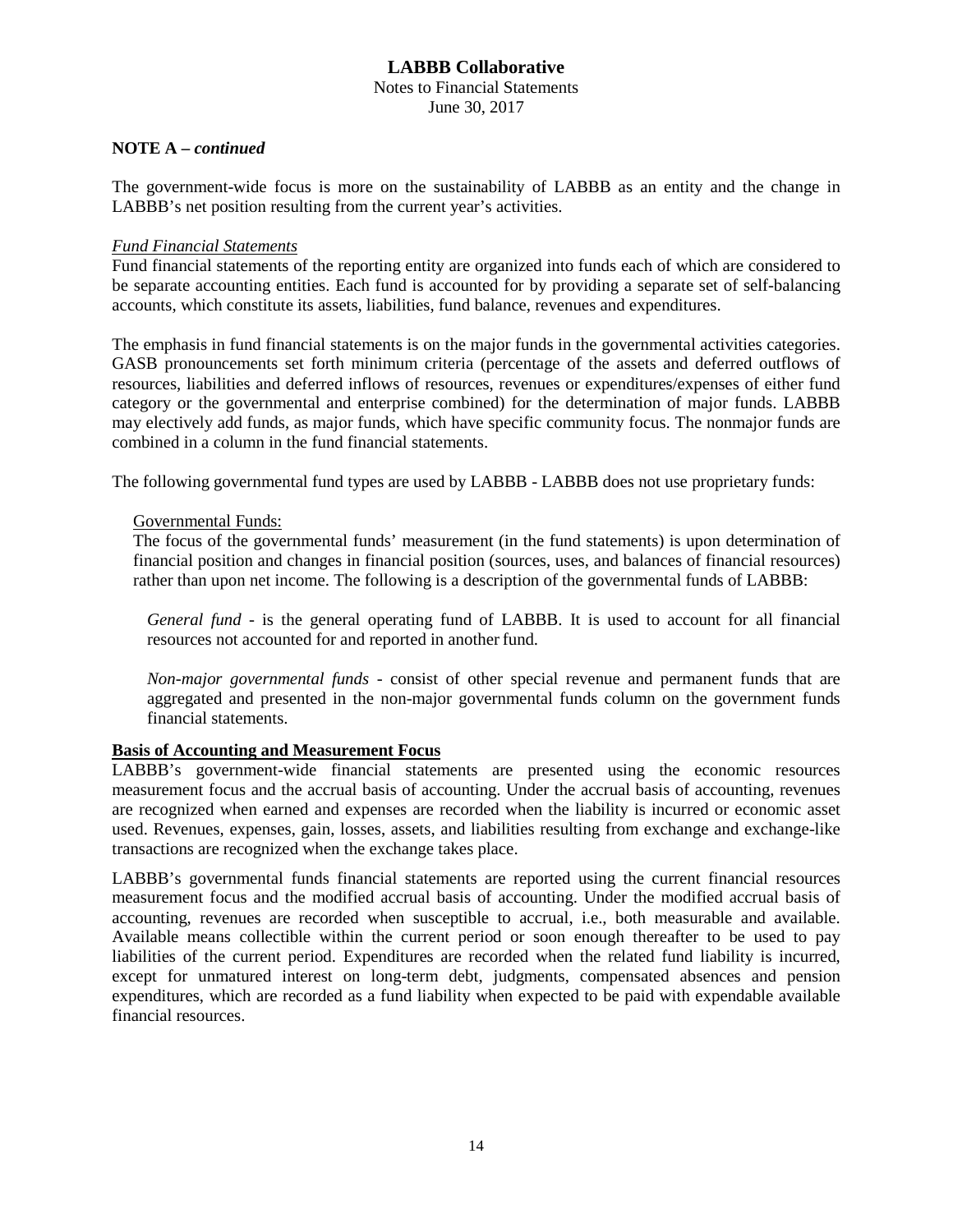**NOTE A – *continued***

The government-wide focus is more on the sustainability of LABBB as an entity and the change in LABBB's net position resulting from the current year's activities.

*Fund Financial Statements*

Fund financial statements of the reporting entity are organized into funds each of which are considered to be separate accounting entities. Each fund is accounted for by providing a separate set of self-balancing accounts, which constitute its assets, liabilities, fund balance, revenues and expenditures.

The emphasis in fund financial statements is on the major funds in the governmental activities categories. GASB pronouncements set forth minimum criteria (percentage of the assets and deferred outflows of resources, liabilities and deferred inflows of resources, revenues or expenditures/expenses of either fund category or the governmental and enterprise combined) for the determination of major funds. LABBB may electively add funds, as major funds, which have specific community focus. The nonmajor funds are combined in a column in the fund financial statements.

The following governmental fund types are used by LABBB - LABBB does not use proprietary funds:

Governmental Funds:

The focus of the governmental funds' measurement (in the fund statements) is upon determination of financial position and changes in financial position (sources, uses, and balances of financial resources) rather than upon net income. The following is a description of the governmental funds of LABBB:

*General fund* - is the general operating fund of LABBB. It is used to account for all financial resources not accounted for and reported in another fund.

*Non-major governmental funds* - consist of other special revenue and permanent funds that are aggregated and presented in the non-major governmental funds column on the government funds financial statements.

**Basis of Accounting and Measurement Focus**

LABBB's government-wide financial statements are presented using the economic resources measurement focus and the accrual basis of accounting. Under the accrual basis of accounting, revenues are recognized when earned and expenses are recorded when the liability is incurred or economic asset used. Revenues, expenses, gain, losses, assets, and liabilities resulting from exchange and exchange-like transactions are recognized when the exchange takes place.

LABBB's governmental funds financial statements are reported using the current financial resources measurement focus and the modified accrual basis of accounting. Under the modified accrual basis of accounting, revenues are recorded when susceptible to accrual, i.e., both measurable and available. Available means collectible within the current period or soon enough thereafter to be used to pay liabilities of the current period. Expenditures are recorded when the related fund liability is incurred, except for unmatured interest on long-term debt, judgments, compensated absences and pension expenditures, which are recorded as a fund liability when expected to be paid with expendable available financial resources.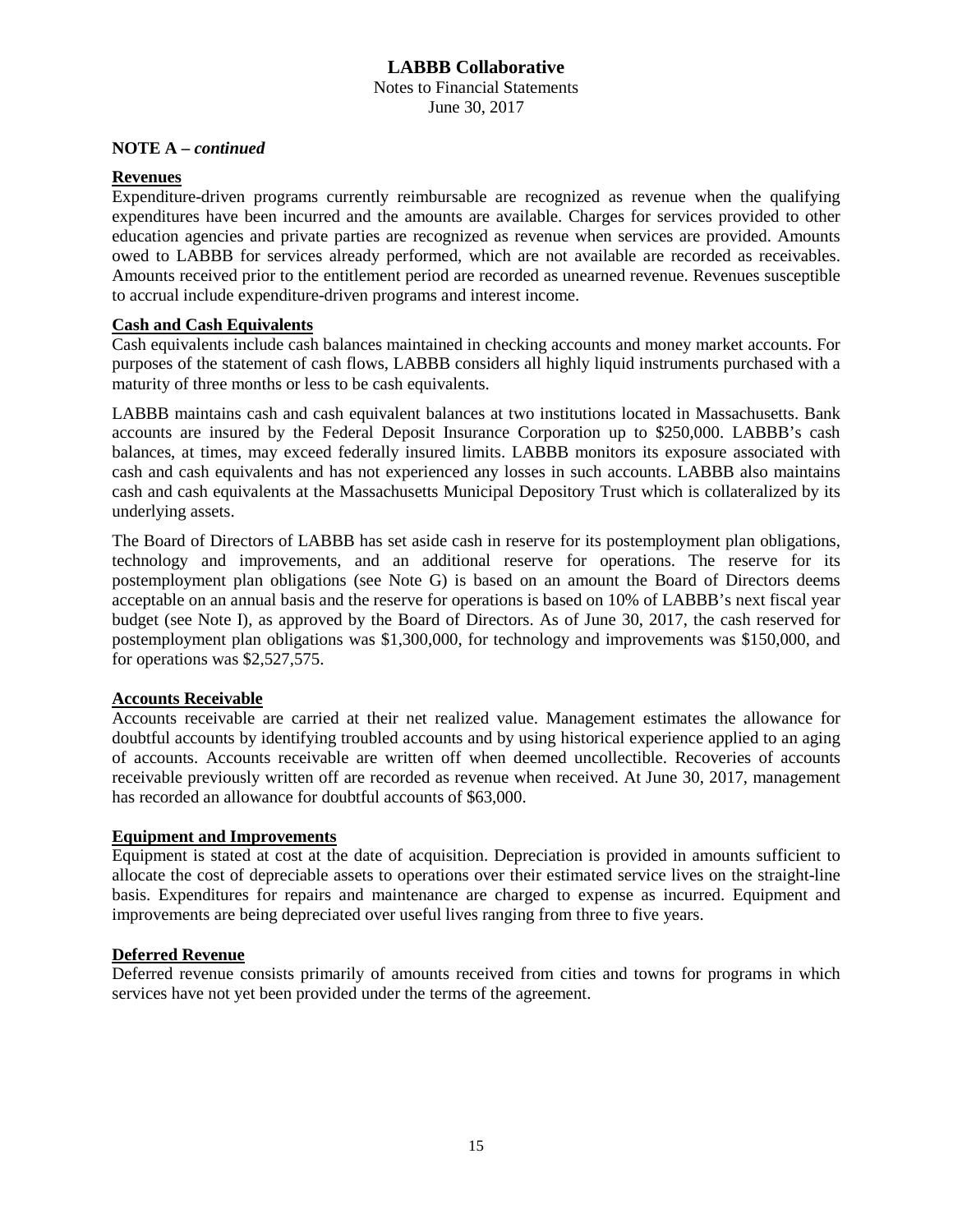**NOTE A –** ***continued***

**Revenues**

Expenditure-driven programs currently reimbursable are recognized as revenue when the qualifying expenditures have been incurred and the amounts are available. Charges for services provided to other education agencies and private parties are recognized as revenue when services are provided. Amounts owed to LABBB for services already performed, which are not available are recorded as receivables. Amounts received prior to the entitlement period are recorded as unearned revenue. Revenues susceptible to accrual include expenditure-driven programs and interest income.

**Cash and Cash Equivalents**

Cash equivalents include cash balances maintained in checking accounts and money market accounts. For purposes of the statement of cash flows, LABBB considers all highly liquid instruments purchased with a maturity of three months or less to be cash equivalents.

LABBB maintains cash and cash equivalent balances at two institutions located in Massachusetts. Bank accounts are insured by the Federal Deposit Insurance Corporation up to $250,000. LABBB's cash balances, at times, may exceed federally insured limits. LABBB monitors its exposure associated with cash and cash equivalents and has not experienced any losses in such accounts. LABBB also maintains cash and cash equivalents at the Massachusetts Municipal Depository Trust which is collateralized by its underlying assets.

The Board of Directors of LABBB has set aside cash in reserve for its postemployment plan obligations, technology and improvements, and an additional reserve for operations. The reserve for its postemployment plan obligations (see Note G) is based on an amount the Board of Directors deems acceptable on an annual basis and the reserve for operations is based on 10% of LABBB's next fiscal year budget (see Note I), as approved by the Board of Directors. As of June 30, 2017, the cash reserved for postemployment plan obligations was $1,300,000, for technology and improvements was $150,000, and for operations was $2,527,575.

**Accounts Receivable**

Accounts receivable are carried at their net realized value. Management estimates the allowance for doubtful accounts by identifying troubled accounts and by using historical experience applied to an aging of accounts. Accounts receivable are written off when deemed uncollectible. Recoveries of accounts receivable previously written off are recorded as revenue when received. At June 30, 2017, management has recorded an allowance for doubtful accounts of $63,000.

**Equipment and Improvements**

Equipment is stated at cost at the date of acquisition. Depreciation is provided in amounts sufficient to allocate the cost of depreciable assets to operations over their estimated service lives on the straight-line basis. Expenditures for repairs and maintenance are charged to expense as incurred. Equipment and improvements are being depreciated over useful lives ranging from three to five years.

**Deferred Revenue**

Deferred revenue consists primarily of amounts received from cities and towns for programs in which services have not yet been provided under the terms of the agreement.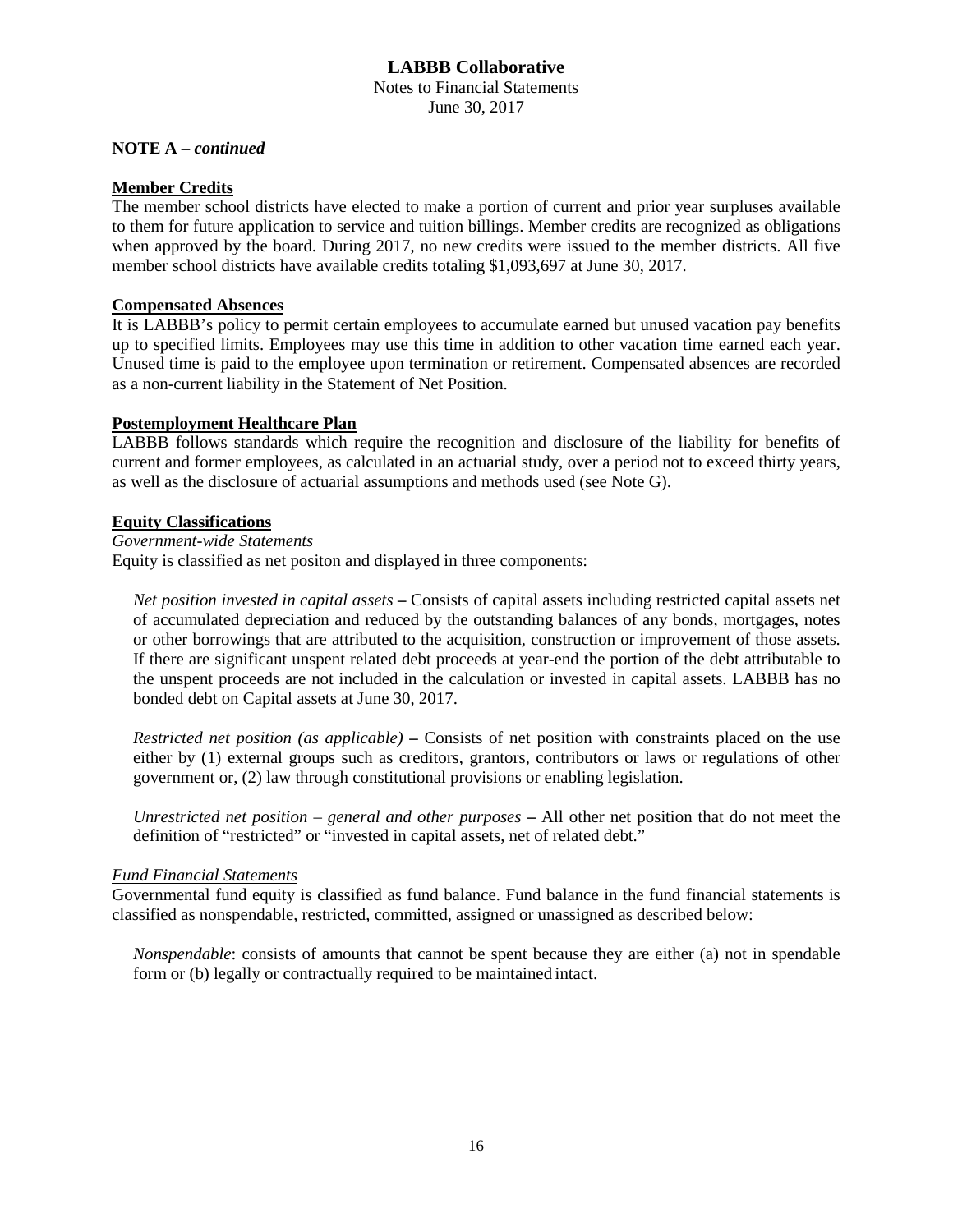**NOTE A –** ***continued***

**Member Credits**

The member school districts have elected to make a portion of current and prior year surpluses available to them for future application to service and tuition billings. Member credits are recognized as obligations when approved by the board. During 2017, no new credits were issued to the member districts. All five member school districts have available credits totaling $1,093,697 at June 30, 2017.

**Compensated Absences**

It is LABBB's policy to permit certain employees to accumulate earned but unused vacation pay benefits up to specified limits. Employees may use this time in addition to other vacation time earned each year. Unused time is paid to the employee upon termination or retirement. Compensated absences are recorded as a non-current liability in the Statement of Net Position.

**Postemployment Healthcare Plan**

LABBB follows standards which require the recognition and disclosure of the liability for benefits of current and former employees, as calculated in an actuarial study, over a period not to exceed thirty years, as well as the disclosure of actuarial assumptions and methods used (see Note G).

**Equity Classifications**

*Government-wide Statements*

Equity is classified as net positon and displayed in three components:

*Net position invested in capital assets* **–** Consists of capital assets including restricted capital assets net of accumulated depreciation and reduced by the outstanding balances of any bonds, mortgages, notes or other borrowings that are attributed to the acquisition, construction or improvement of those assets. If there are significant unspent related debt proceeds at year-end the portion of the debt attributable to the unspent proceeds are not included in the calculation or invested in capital assets. LABBB has no bonded debt on Capital assets at June 30, 2017.

*Restricted net position (as applicable)* **–** Consists of net position with constraints placed on the use either by (1) external groups such as creditors, grantors, contributors or laws or regulations of other government or, (2) law through constitutional provisions or enabling legislation.

*Unrestricted net position – general and other purposes* **–** All other net position that do not meet the definition of "restricted" or "invested in capital assets, net of related debt."

*Fund Financial Statements*

Governmental fund equity is classified as fund balance. Fund balance in the fund financial statements is classified as nonspendable, restricted, committed, assigned or unassigned as described below:

*Nonspendable*: consists of amounts that cannot be spent because they are either (a) not in spendable form or (b) legally or contractually required to be maintained intact.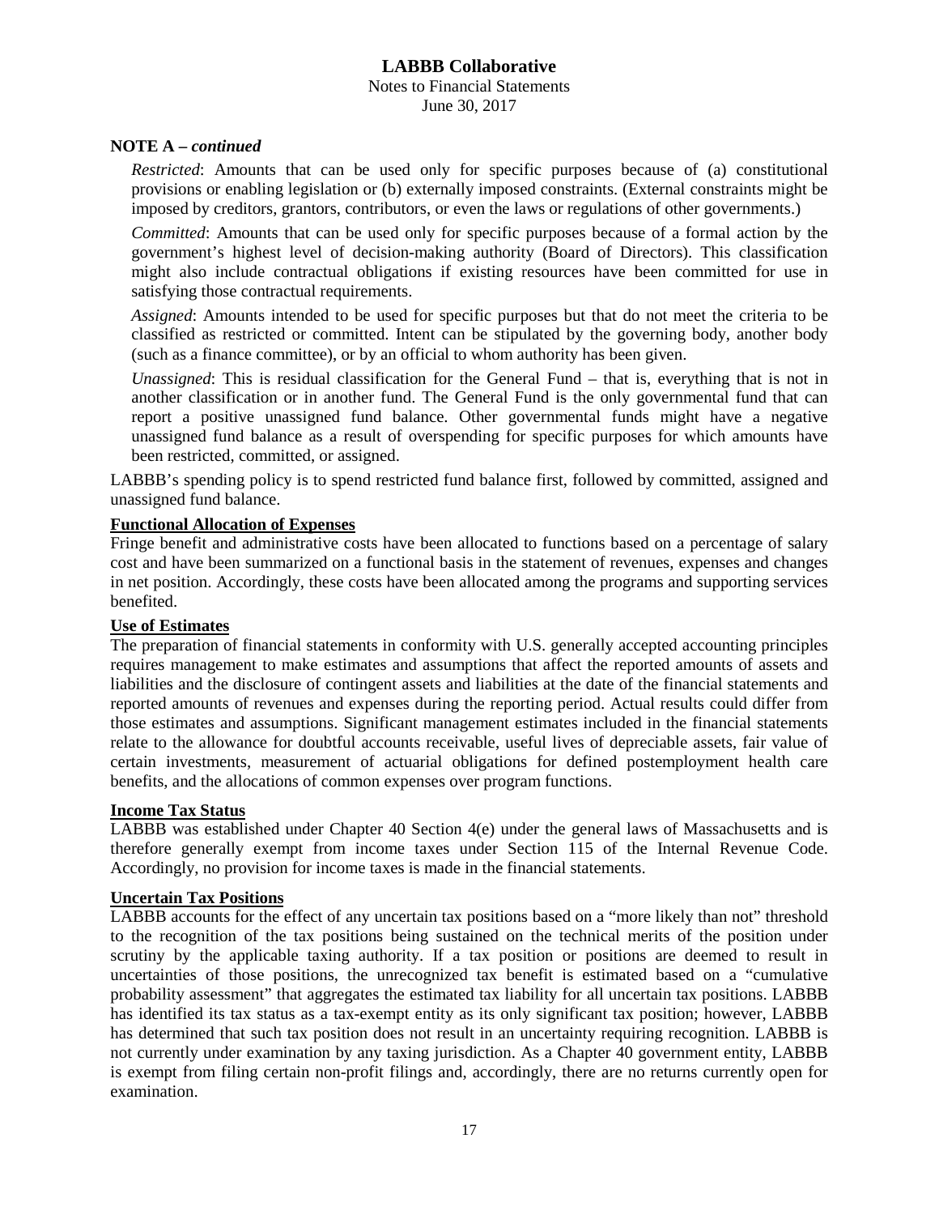**NOTE A – *continued***

*Restricted*: Amounts that can be used only for specific purposes because of (a) constitutional provisions or enabling legislation or (b) externally imposed constraints. (External constraints might be imposed by creditors, grantors, contributors, or even the laws or regulations of other governments.)

*Committed*: Amounts that can be used only for specific purposes because of a formal action by the government's highest level of decision-making authority (Board of Directors). This classification might also include contractual obligations if existing resources have been committed for use in satisfying those contractual requirements.

*Assigned*: Amounts intended to be used for specific purposes but that do not meet the criteria to be classified as restricted or committed. Intent can be stipulated by the governing body, another body (such as a finance committee), or by an official to whom authority has been given.

*Unassigned*: This is residual classification for the General Fund – that is, everything that is not in another classification or in another fund. The General Fund is the only governmental fund that can report a positive unassigned fund balance. Other governmental funds might have a negative unassigned fund balance as a result of overspending for specific purposes for which amounts have been restricted, committed, or assigned.

LABBB's spending policy is to spend restricted fund balance first, followed by committed, assigned and unassigned fund balance.

**Functional Allocation of Expenses**

Fringe benefit and administrative costs have been allocated to functions based on a percentage of salary cost and have been summarized on a functional basis in the statement of revenues, expenses and changes in net position. Accordingly, these costs have been allocated among the programs and supporting services benefited.

**Use of Estimates**

The preparation of financial statements in conformity with U.S. generally accepted accounting principles requires management to make estimates and assumptions that affect the reported amounts of assets and liabilities and the disclosure of contingent assets and liabilities at the date of the financial statements and reported amounts of revenues and expenses during the reporting period. Actual results could differ from those estimates and assumptions. Significant management estimates included in the financial statements relate to the allowance for doubtful accounts receivable, useful lives of depreciable assets, fair value of certain investments, measurement of actuarial obligations for defined postemployment health care benefits, and the allocations of common expenses over program functions.

**Income Tax Status**

LABBB was established under Chapter 40 Section 4(e) under the general laws of Massachusetts and is therefore generally exempt from income taxes under Section 115 of the Internal Revenue Code. Accordingly, no provision for income taxes is made in the financial statements.

**Uncertain Tax Positions**

LABBB accounts for the effect of any uncertain tax positions based on a "more likely than not" threshold to the recognition of the tax positions being sustained on the technical merits of the position under scrutiny by the applicable taxing authority. If a tax position or positions are deemed to result in uncertainties of those positions, the unrecognized tax benefit is estimated based on a "cumulative probability assessment" that aggregates the estimated tax liability for all uncertain tax positions. LABBB has identified its tax status as a tax-exempt entity as its only significant tax position; however, LABBB has determined that such tax position does not result in an uncertainty requiring recognition. LABBB is not currently under examination by any taxing jurisdiction. As a Chapter 40 government entity, LABBB is exempt from filing certain non-profit filings and, accordingly, there are no returns currently open for examination.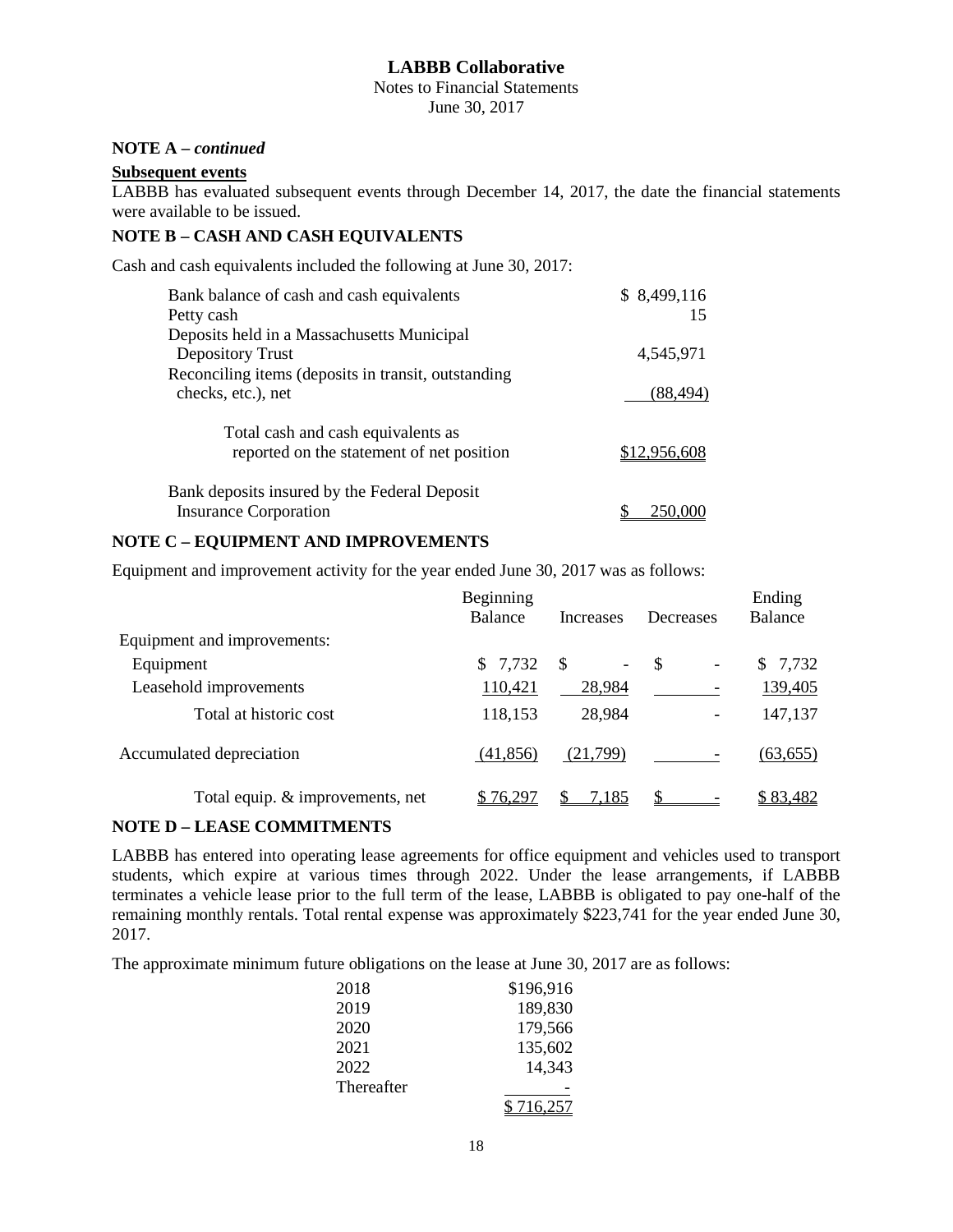# LABBB Collaborative

Notes to Financial Statements
June 30, 2017

**NOTE A –** ***continued***

**Subsequent events**

LABBB has evaluated subsequent events through December 14, 2017, the date the financial statements were available to be issued.

## NOTE B – CASH AND CASH EQUIVALENTS

Cash and cash equivalents included the following at June 30, 2017:

| | |
|---|---|
| Bank balance of cash and cash equivalents | $ 8,499,116 |
| Petty cash | 15 |
| Deposits held in a Massachusetts Municipal Depository Trust | 4,545,971 |
| Reconciling items (deposits in transit, outstanding checks, etc.), net | (88,494) |
| Total cash and cash equivalents as reported on the statement of net position | $12,956,608 |
| Bank deposits insured by the Federal Deposit Insurance Corporation | $ 250,000 |

## NOTE C – EQUIPMENT AND IMPROVEMENTS

Equipment and improvement activity for the year ended June 30, 2017 was as follows:

| | Beginning Balance | Increases | Decreases | Ending Balance |
|---|---|---|---|---|
| Equipment and improvements: | | | | |
| Equipment | $ 7,732 | $ - | $ - | $ 7,732 |
| Leasehold improvements | 110,421 | 28,984 | - | 139,405 |
| Total at historic cost | 118,153 | 28,984 | - | 147,137 |
| Accumulated depreciation | (41,856) | (21,799) | - | (63,655) |
| Total equip. & improvements, net | $ 76,297 | $ 7,185 | $ - | $ 83,482 |

## NOTE D – LEASE COMMITMENTS

LABBB has entered into operating lease agreements for office equipment and vehicles used to transport students, which expire at various times through 2022. Under the lease arrangements, if LABBB terminates a vehicle lease prior to the full term of the lease, LABBB is obligated to pay one-half of the remaining monthly rentals. Total rental expense was approximately $223,741 for the year ended June 30, 2017.

The approximate minimum future obligations on the lease at June 30, 2017 are as follows:

| | |
|---|---|
| 2018 | $196,916 |
| 2019 | 189,830 |
| 2020 | 179,566 |
| 2021 | 135,602 |
| 2022 | 14,343 |
| Thereafter | - |
| | $ 716,257 |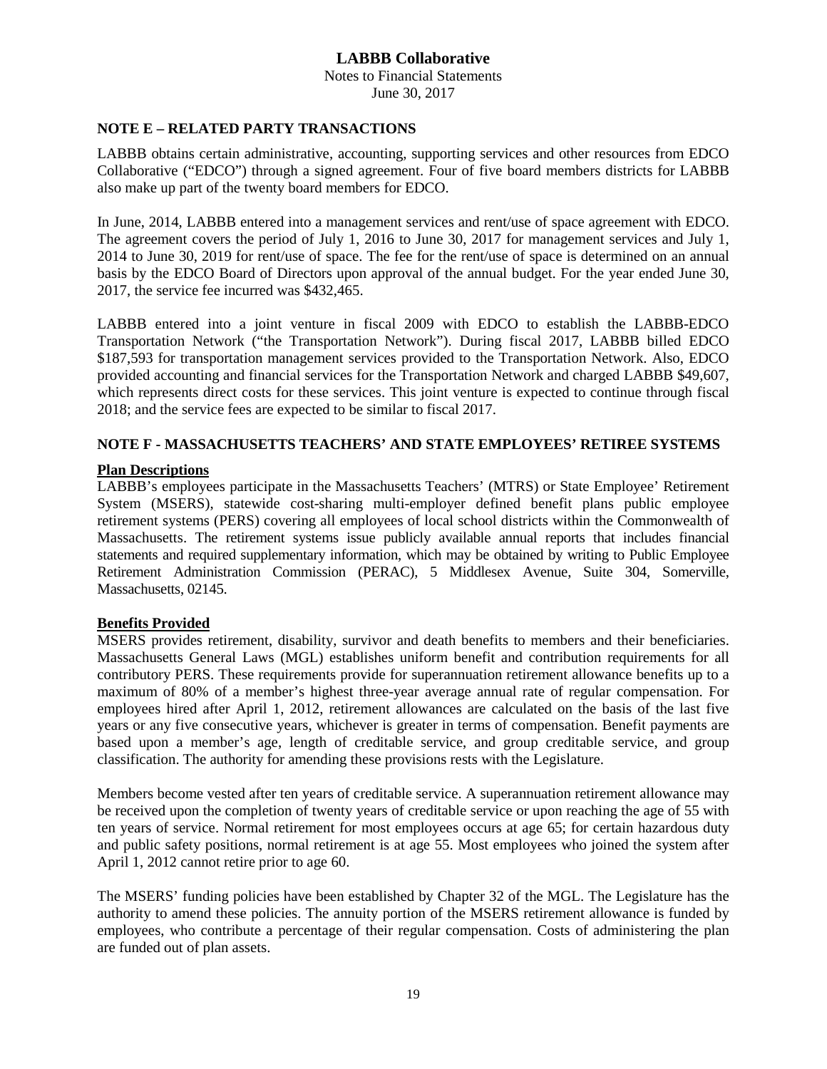## NOTE E – RELATED PARTY TRANSACTIONS

LABBB obtains certain administrative, accounting, supporting services and other resources from EDCO Collaborative ("EDCO") through a signed agreement. Four of five board members districts for LABBB also make up part of the twenty board members for EDCO.

In June, 2014, LABBB entered into a management services and rent/use of space agreement with EDCO. The agreement covers the period of July 1, 2016 to June 30, 2017 for management services and July 1, 2014 to June 30, 2019 for rent/use of space. The fee for the rent/use of space is determined on an annual basis by the EDCO Board of Directors upon approval of the annual budget. For the year ended June 30, 2017, the service fee incurred was $432,465.

LABBB entered into a joint venture in fiscal 2009 with EDCO to establish the LABBB-EDCO Transportation Network ("the Transportation Network"). During fiscal 2017, LABBB billed EDCO $187,593 for transportation management services provided to the Transportation Network. Also, EDCO provided accounting and financial services for the Transportation Network and charged LABBB $49,607, which represents direct costs for these services. This joint venture is expected to continue through fiscal 2018; and the service fees are expected to be similar to fiscal 2017.

## NOTE F - MASSACHUSETTS TEACHERS' AND STATE EMPLOYEES' RETIREE SYSTEMS

**Plan Descriptions**

LABBB's employees participate in the Massachusetts Teachers' (MTRS) or State Employee' Retirement System (MSERS), statewide cost-sharing multi-employer defined benefit plans public employee retirement systems (PERS) covering all employees of local school districts within the Commonwealth of Massachusetts. The retirement systems issue publicly available annual reports that includes financial statements and required supplementary information, which may be obtained by writing to Public Employee Retirement Administration Commission (PERAC), 5 Middlesex Avenue, Suite 304, Somerville, Massachusetts, 02145.

**Benefits Provided**

MSERS provides retirement, disability, survivor and death benefits to members and their beneficiaries. Massachusetts General Laws (MGL) establishes uniform benefit and contribution requirements for all contributory PERS. These requirements provide for superannuation retirement allowance benefits up to a maximum of 80% of a member's highest three-year average annual rate of regular compensation. For employees hired after April 1, 2012, retirement allowances are calculated on the basis of the last five years or any five consecutive years, whichever is greater in terms of compensation. Benefit payments are based upon a member's age, length of creditable service, and group creditable service, and group classification. The authority for amending these provisions rests with the Legislature.

Members become vested after ten years of creditable service. A superannuation retirement allowance may be received upon the completion of twenty years of creditable service or upon reaching the age of 55 with ten years of service. Normal retirement for most employees occurs at age 65; for certain hazardous duty and public safety positions, normal retirement is at age 55. Most employees who joined the system after April 1, 2012 cannot retire prior to age 60.

The MSERS' funding policies have been established by Chapter 32 of the MGL. The Legislature has the authority to amend these policies. The annuity portion of the MSERS retirement allowance is funded by employees, who contribute a percentage of their regular compensation. Costs of administering the plan are funded out of plan assets.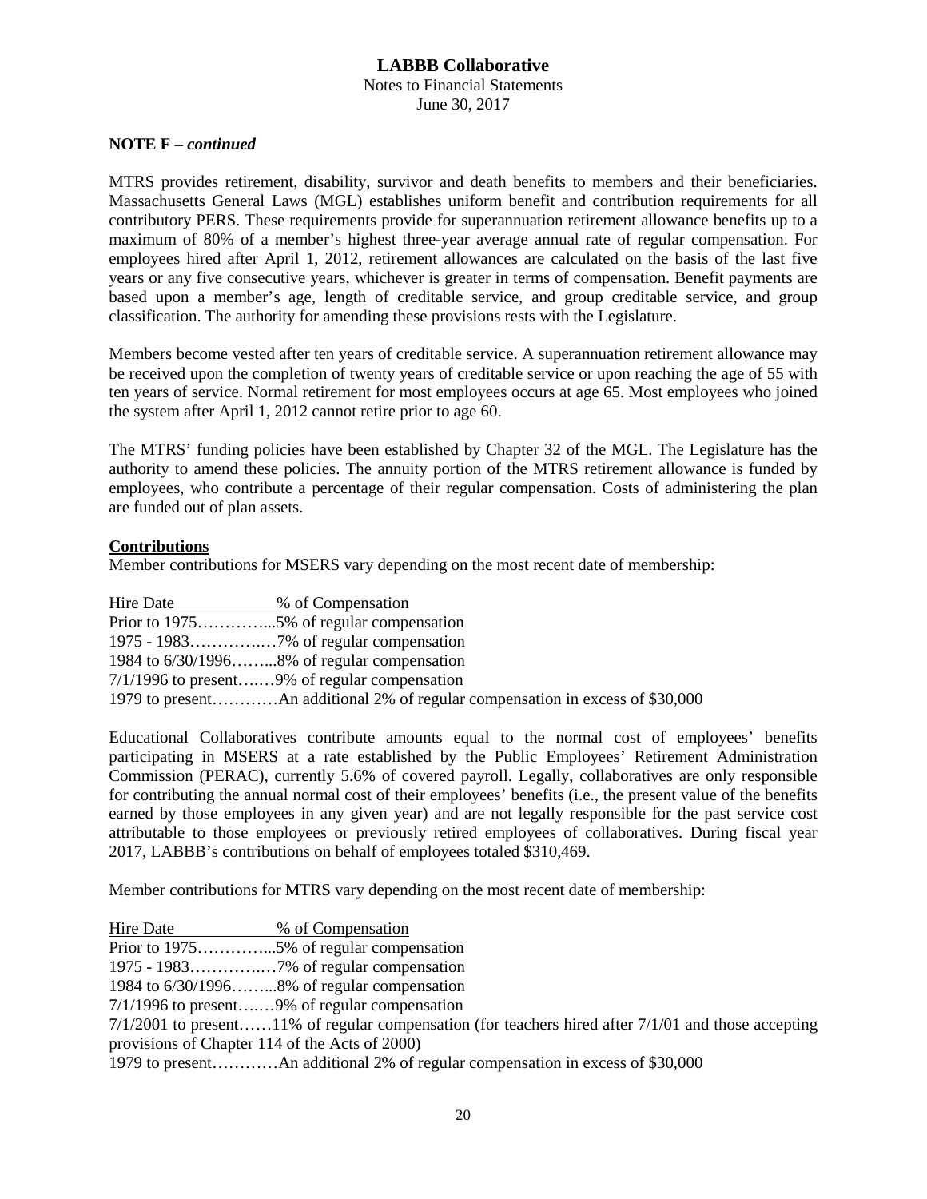**NOTE F –** ***continued***

MTRS provides retirement, disability, survivor and death benefits to members and their beneficiaries. Massachusetts General Laws (MGL) establishes uniform benefit and contribution requirements for all contributory PERS. These requirements provide for superannuation retirement allowance benefits up to a maximum of 80% of a member's highest three-year average annual rate of regular compensation. For employees hired after April 1, 2012, retirement allowances are calculated on the basis of the last five years or any five consecutive years, whichever is greater in terms of compensation. Benefit payments are based upon a member's age, length of creditable service, and group creditable service, and group classification. The authority for amending these provisions rests with the Legislature.

Members become vested after ten years of creditable service. A superannuation retirement allowance may be received upon the completion of twenty years of creditable service or upon reaching the age of 55 with ten years of service. Normal retirement for most employees occurs at age 65. Most employees who joined the system after April 1, 2012 cannot retire prior to age 60.

The MTRS' funding policies have been established by Chapter 32 of the MGL. The Legislature has the authority to amend these policies. The annuity portion of the MTRS retirement allowance is funded by employees, who contribute a percentage of their regular compensation. Costs of administering the plan are funded out of plan assets.

**Contributions**

Member contributions for MSERS vary depending on the most recent date of membership:

| Hire Date | % of Compensation |
|---|---|
| Prior to 1975 | 5% of regular compensation |
| 1975 - 1983 | 7% of regular compensation |
| 1984 to 6/30/1996 | 8% of regular compensation |
| 7/1/1996 to present | 9% of regular compensation |
| 1979 to present | An additional 2% of regular compensation in excess of $30,000 |

Educational Collaboratives contribute amounts equal to the normal cost of employees' benefits participating in MSERS at a rate established by the Public Employees' Retirement Administration Commission (PERAC), currently 5.6% of covered payroll. Legally, collaboratives are only responsible for contributing the annual normal cost of their employees' benefits (i.e., the present value of the benefits earned by those employees in any given year) and are not legally responsible for the past service cost attributable to those employees or previously retired employees of collaboratives. During fiscal year 2017, LABBB's contributions on behalf of employees totaled $310,469.

Member contributions for MTRS vary depending on the most recent date of membership:

| Hire Date | % of Compensation |
|---|---|
| Prior to 1975 | 5% of regular compensation |
| 1975 - 1983 | 7% of regular compensation |
| 1984 to 6/30/1996 | 8% of regular compensation |
| 7/1/1996 to present | 9% of regular compensation |
| 7/1/2001 to present | 11% of regular compensation (for teachers hired after 7/1/01 and those accepting provisions of Chapter 114 of the Acts of 2000) |
| 1979 to present | An additional 2% of regular compensation in excess of $30,000 |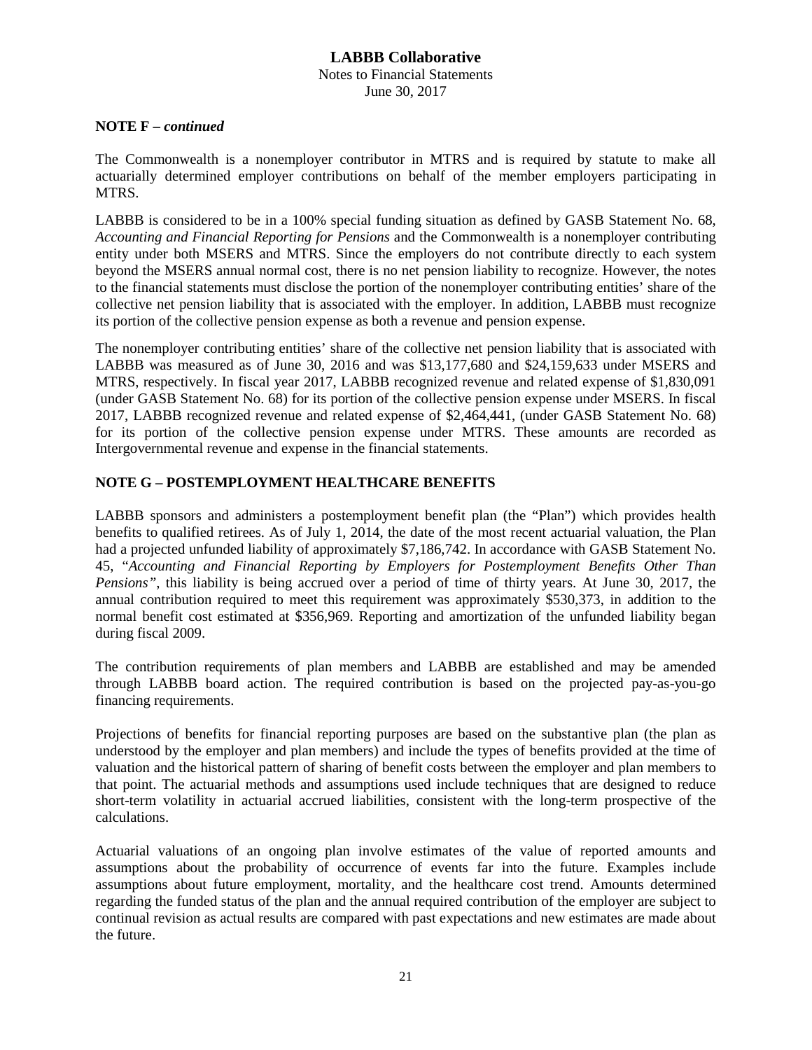**NOTE F –** ***continued***

The Commonwealth is a nonemployer contributor in MTRS and is required by statute to make all actuarially determined employer contributions on behalf of the member employers participating in MTRS.

LABBB is considered to be in a 100% special funding situation as defined by GASB Statement No. 68, *Accounting and Financial Reporting for Pensions* and the Commonwealth is a nonemployer contributing entity under both MSERS and MTRS. Since the employers do not contribute directly to each system beyond the MSERS annual normal cost, there is no net pension liability to recognize. However, the notes to the financial statements must disclose the portion of the nonemployer contributing entities' share of the collective net pension liability that is associated with the employer. In addition, LABBB must recognize its portion of the collective pension expense as both a revenue and pension expense.

The nonemployer contributing entities' share of the collective net pension liability that is associated with LABBB was measured as of June 30, 2016 and was $13,177,680 and $24,159,633 under MSERS and MTRS, respectively. In fiscal year 2017, LABBB recognized revenue and related expense of $1,830,091 (under GASB Statement No. 68) for its portion of the collective pension expense under MSERS. In fiscal 2017, LABBB recognized revenue and related expense of $2,464,441, (under GASB Statement No. 68) for its portion of the collective pension expense under MTRS. These amounts are recorded as Intergovernmental revenue and expense in the financial statements.

## NOTE G – POSTEMPLOYMENT HEALTHCARE BENEFITS

LABBB sponsors and administers a postemployment benefit plan (the "Plan") which provides health benefits to qualified retirees. As of July 1, 2014, the date of the most recent actuarial valuation, the Plan had a projected unfunded liability of approximately $7,186,742. In accordance with GASB Statement No. 45, "*Accounting and Financial Reporting by Employers for Postemployment Benefits Other Than Pensions"*, this liability is being accrued over a period of time of thirty years. At June 30, 2017, the annual contribution required to meet this requirement was approximately $530,373, in addition to the normal benefit cost estimated at $356,969. Reporting and amortization of the unfunded liability began during fiscal 2009.

The contribution requirements of plan members and LABBB are established and may be amended through LABBB board action. The required contribution is based on the projected pay-as-you-go financing requirements.

Projections of benefits for financial reporting purposes are based on the substantive plan (the plan as understood by the employer and plan members) and include the types of benefits provided at the time of valuation and the historical pattern of sharing of benefit costs between the employer and plan members to that point. The actuarial methods and assumptions used include techniques that are designed to reduce short-term volatility in actuarial accrued liabilities, consistent with the long-term prospective of the calculations.

Actuarial valuations of an ongoing plan involve estimates of the value of reported amounts and assumptions about the probability of occurrence of events far into the future. Examples include assumptions about future employment, mortality, and the healthcare cost trend. Amounts determined regarding the funded status of the plan and the annual required contribution of the employer are subject to continual revision as actual results are compared with past expectations and new estimates are made about the future.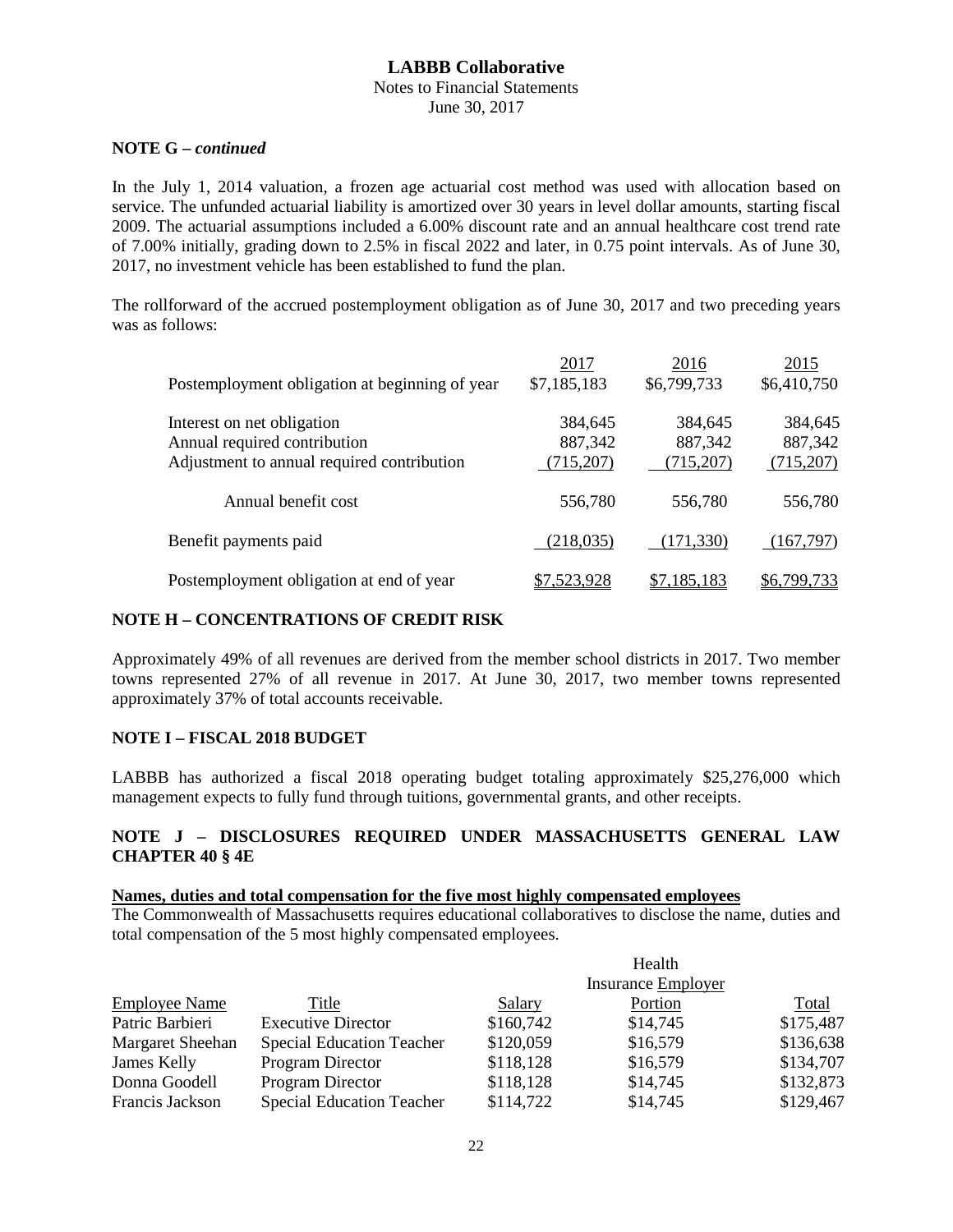**NOTE G – *continued***

In the July 1, 2014 valuation, a frozen age actuarial cost method was used with allocation based on service. The unfunded actuarial liability is amortized over 30 years in level dollar amounts, starting fiscal 2009. The actuarial assumptions included a 6.00% discount rate and an annual healthcare cost trend rate of 7.00% initially, grading down to 2.5% in fiscal 2022 and later, in 0.75 point intervals. As of June 30, 2017, no investment vehicle has been established to fund the plan.

The rollforward of the accrued postemployment obligation as of June 30, 2017 and two preceding years was as follows:

| | 2017 | 2016 | 2015 |
|---|---|---|---|
| Postemployment obligation at beginning of year | $7,185,183 | $6,799,733 | $6,410,750 |
| Interest on net obligation | 384,645 | 384,645 | 384,645 |
| Annual required contribution | 887,342 | 887,342 | 887,342 |
| Adjustment to annual required contribution | (715,207) | (715,207) | (715,207) |
| Annual benefit cost | 556,780 | 556,780 | 556,780 |
| Benefit payments paid | (218,035) | (171,330) | (167,797) |
| Postemployment obligation at end of year | $7,523,928 | $7,185,183 | $6,799,733 |

## NOTE H – CONCENTRATIONS OF CREDIT RISK

Approximately 49% of all revenues are derived from the member school districts in 2017. Two member towns represented 27% of all revenue in 2017. At June 30, 2017, two member towns represented approximately 37% of total accounts receivable.

## NOTE I – FISCAL 2018 BUDGET

LABBB has authorized a fiscal 2018 operating budget totaling approximately $25,276,000 which management expects to fully fund through tuitions, governmental grants, and other receipts.

## NOTE J – DISCLOSURES REQUIRED UNDER MASSACHUSETTS GENERAL LAW CHAPTER 40 § 4E

**Names, duties and total compensation for the five most highly compensated employees**

The Commonwealth of Massachusetts requires educational collaboratives to disclose the name, duties and total compensation of the 5 most highly compensated employees.

| Employee Name | Title | Salary | Health Insurance Employer Portion | Total |
|---|---|---|---|---|
| Patric Barbieri | Executive Director | $160,742 | $14,745 | $175,487 |
| Margaret Sheehan | Special Education Teacher | $120,059 | $16,579 | $136,638 |
| James Kelly | Program Director | $118,128 | $16,579 | $134,707 |
| Donna Goodell | Program Director | $118,128 | $14,745 | $132,873 |
| Francis Jackson | Special Education Teacher | $114,722 | $14,745 | $129,467 |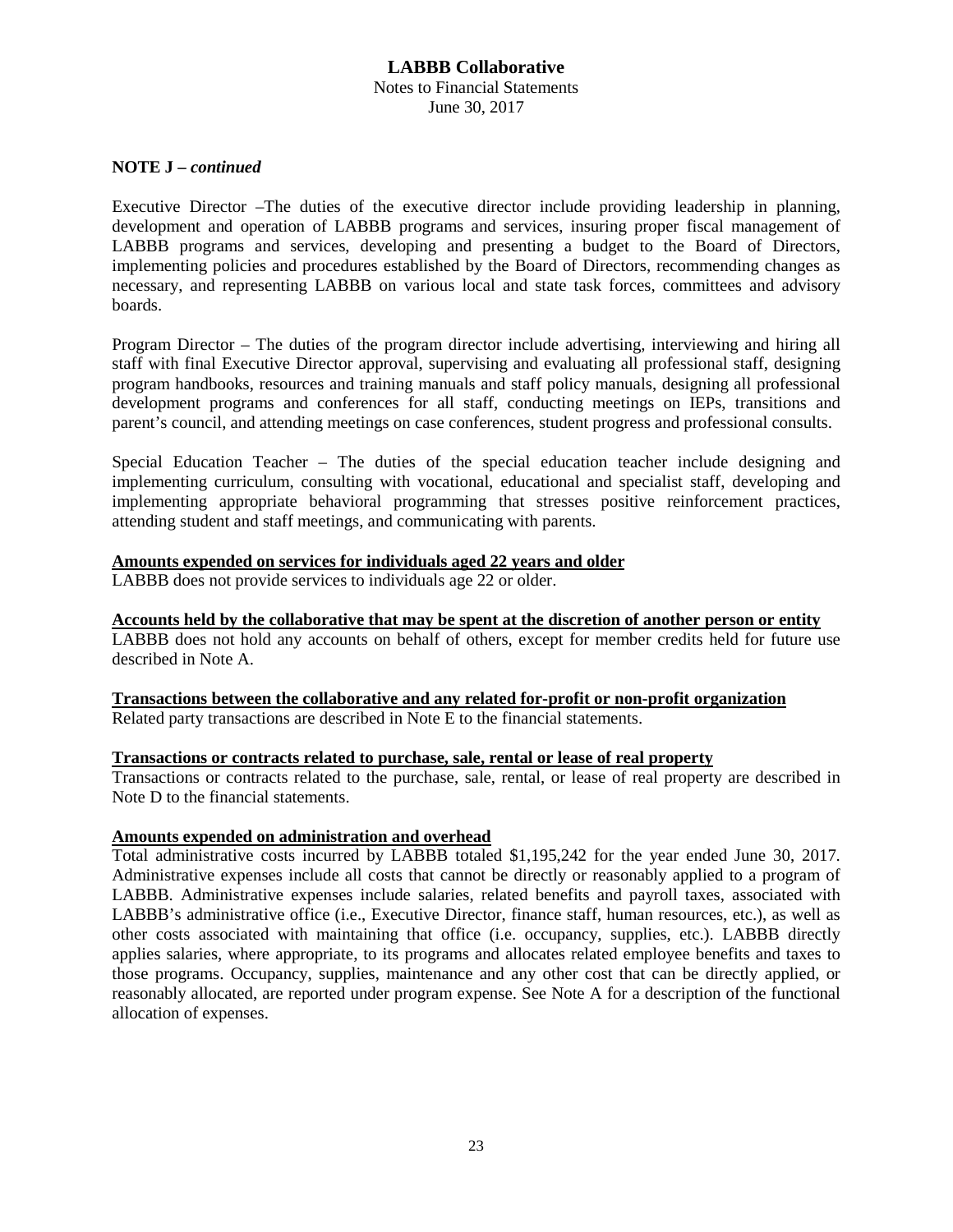**NOTE J –** ***continued***

Executive Director –The duties of the executive director include providing leadership in planning, development and operation of LABBB programs and services, insuring proper fiscal management of LABBB programs and services, developing and presenting a budget to the Board of Directors, implementing policies and procedures established by the Board of Directors, recommending changes as necessary, and representing LABBB on various local and state task forces, committees and advisory boards.

Program Director – The duties of the program director include advertising, interviewing and hiring all staff with final Executive Director approval, supervising and evaluating all professional staff, designing program handbooks, resources and training manuals and staff policy manuals, designing all professional development programs and conferences for all staff, conducting meetings on IEPs, transitions and parent's council, and attending meetings on case conferences, student progress and professional consults.

Special Education Teacher – The duties of the special education teacher include designing and implementing curriculum, consulting with vocational, educational and specialist staff, developing and implementing appropriate behavioral programming that stresses positive reinforcement practices, attending student and staff meetings, and communicating with parents.

**Amounts expended on services for individuals aged 22 years and older**

LABBB does not provide services to individuals age 22 or older.

**Accounts held by the collaborative that may be spent at the discretion of another person or entity**

LABBB does not hold any accounts on behalf of others, except for member credits held for future use described in Note A.

**Transactions between the collaborative and any related for-profit or non-profit organization**

Related party transactions are described in Note E to the financial statements.

**Transactions or contracts related to purchase, sale, rental or lease of real property**

Transactions or contracts related to the purchase, sale, rental, or lease of real property are described in Note D to the financial statements.

**Amounts expended on administration and overhead**

Total administrative costs incurred by LABBB totaled $1,195,242 for the year ended June 30, 2017. Administrative expenses include all costs that cannot be directly or reasonably applied to a program of LABBB. Administrative expenses include salaries, related benefits and payroll taxes, associated with LABBB's administrative office (i.e., Executive Director, finance staff, human resources, etc.), as well as other costs associated with maintaining that office (i.e. occupancy, supplies, etc.). LABBB directly applies salaries, where appropriate, to its programs and allocates related employee benefits and taxes to those programs. Occupancy, supplies, maintenance and any other cost that can be directly applied, or reasonably allocated, are reported under program expense. See Note A for a description of the functional allocation of expenses.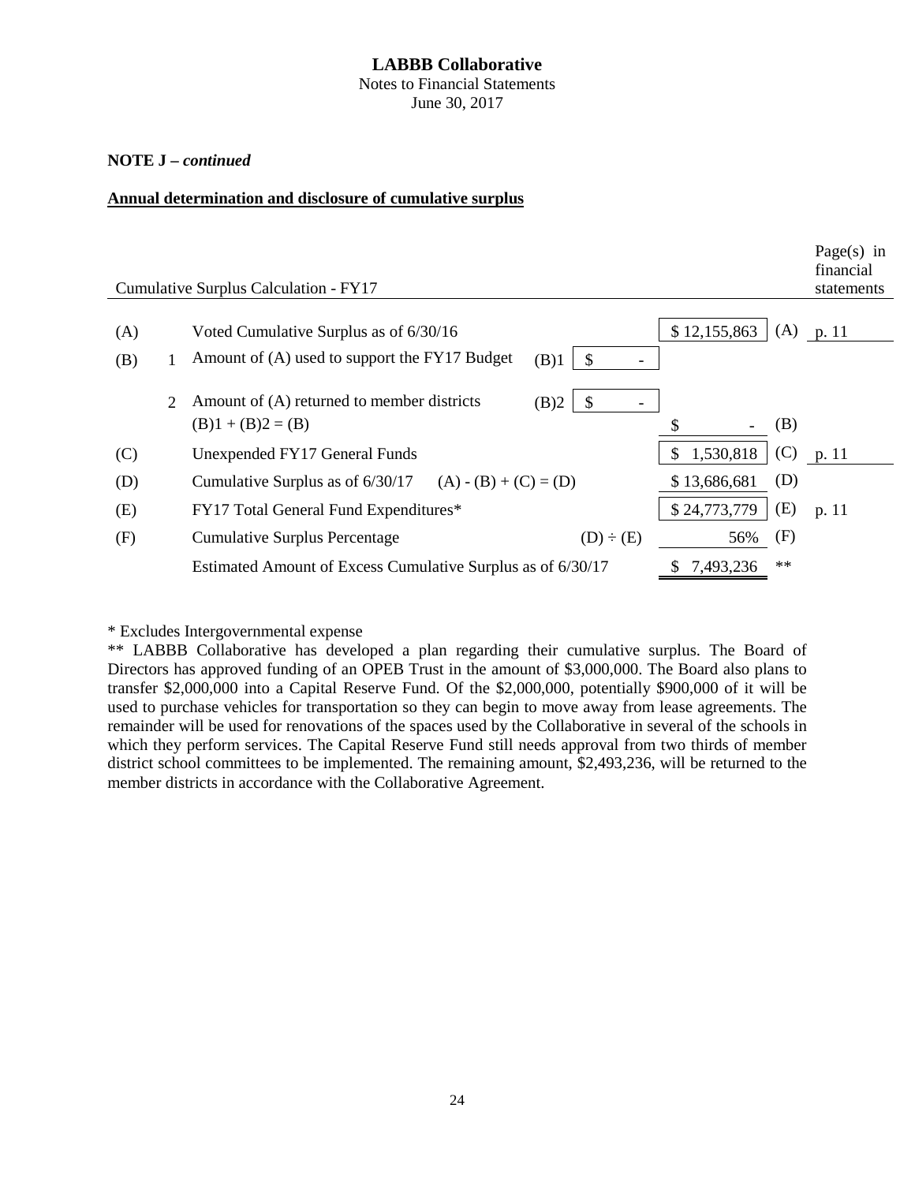**LABBB Collaborative**
Notes to Financial Statements
June 30, 2017

**NOTE J –** ***continued***

**Annual determination and disclosure of cumulative surplus**

| Cumulative Surplus Calculation - FY17 | | | | | | Page(s) in financial statements |
|---|---|---|---|---|---|---|
| (A) | | Voted Cumulative Surplus as of 6/30/16 | | $ 12,155,863 | (A) | p. 11 |
| (B) | 1 | Amount of (A) used to support the FY17 Budget | (B)1 $ - | | | |
| | 2 | Amount of (A) returned to member districts<br>(B)1 + (B)2 = (B) | (B)2 $ - | $ - | (B) | |
| (C) | | Unexpended FY17 General Funds | | $ 1,530,818 | (C) | p. 11 |
| (D) | | Cumulative Surplus as of 6/30/17 (A) - (B) + (C) = (D) | | $ 13,686,681 | (D) | |
| (E) | | FY17 Total General Fund Expenditures* | | $ 24,773,779 | (E) | p. 11 |
| (F) | | Cumulative Surplus Percentage | (D) ÷ (E) | 56% | (F) | |
| | | Estimated Amount of Excess Cumulative Surplus as of 6/30/17 | | $ 7,493,236 | ** | |

\* Excludes Intergovernmental expense

\*\* LABBB Collaborative has developed a plan regarding their cumulative surplus. The Board of Directors has approved funding of an OPEB Trust in the amount of $3,000,000. The Board also plans to transfer $2,000,000 into a Capital Reserve Fund. Of the $2,000,000, potentially $900,000 of it will be used to purchase vehicles for transportation so they can begin to move away from lease agreements. The remainder will be used for renovations of the spaces used by the Collaborative in several of the schools in which they perform services. The Capital Reserve Fund still needs approval from two thirds of member district school committees to be implemented. The remaining amount, $2,493,236, will be returned to the member districts in accordance with the Collaborative Agreement.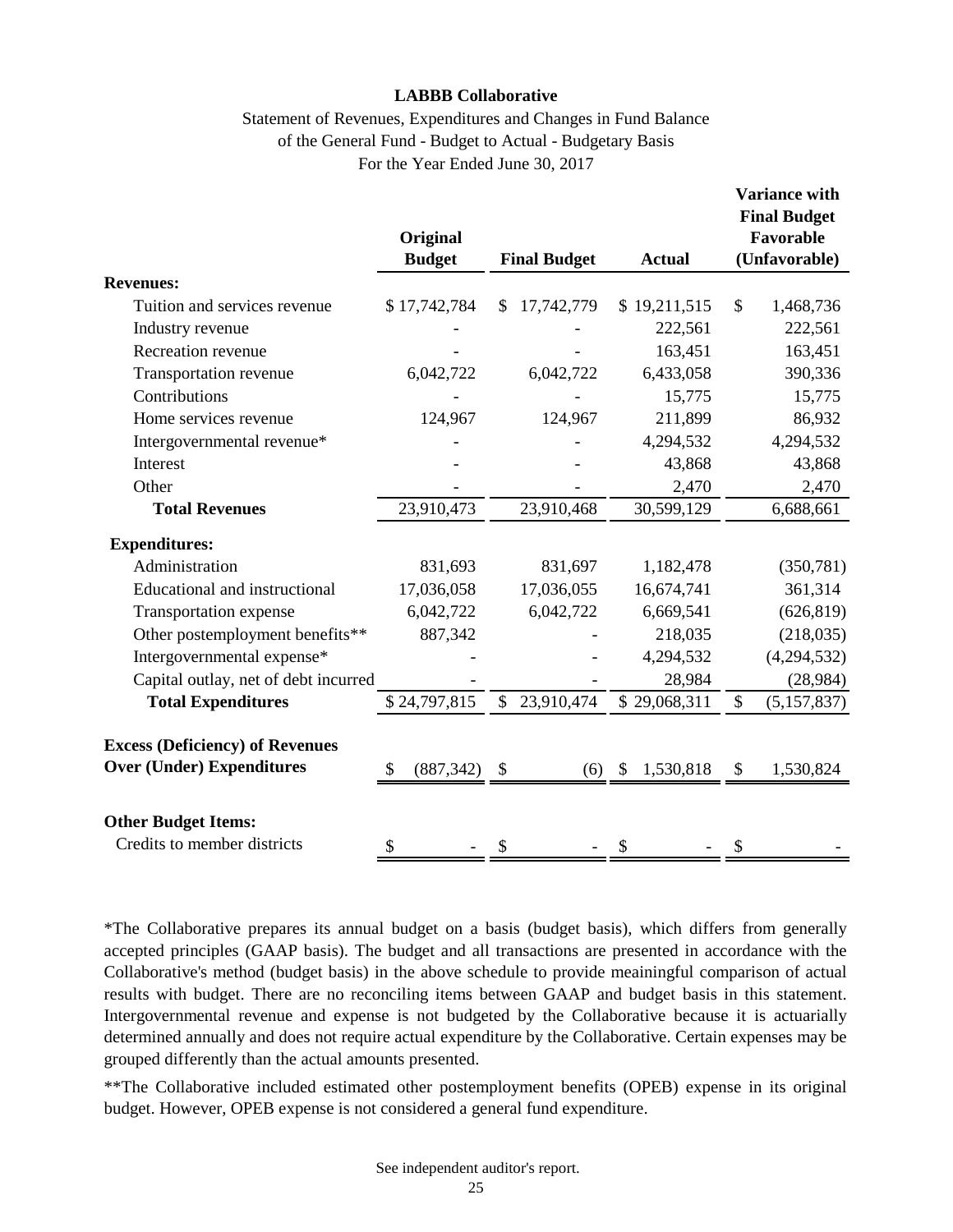**LABBB Collaborative**

Statement of Revenues, Expenditures and Changes in Fund Balance
of the General Fund - Budget to Actual - Budgetary Basis
For the Year Ended June 30, 2017

| | Original Budget | Final Budget | Actual | Variance with Final Budget Favorable (Unfavorable) |
|---|---|---|---|---|
| **Revenues:** | | | | |
| Tuition and services revenue | $ 17,742,784 | $ 17,742,779 | $ 19,211,515 | $ 1,468,736 |
| Industry revenue | - | - | 222,561 | 222,561 |
| Recreation revenue | - | - | 163,451 | 163,451 |
| Transportation revenue | 6,042,722 | 6,042,722 | 6,433,058 | 390,336 |
| Contributions | - | - | 15,775 | 15,775 |
| Home services revenue | 124,967 | 124,967 | 211,899 | 86,932 |
| Intergovernmental revenue* | - | - | 4,294,532 | 4,294,532 |
| Interest | - | - | 43,868 | 43,868 |
| Other | - | - | 2,470 | 2,470 |
| **Total Revenues** | 23,910,473 | 23,910,468 | 30,599,129 | 6,688,661 |
| **Expenditures:** | | | | |
| Administration | 831,693 | 831,697 | 1,182,478 | (350,781) |
| Educational and instructional | 17,036,058 | 17,036,055 | 16,674,741 | 361,314 |
| Transportation expense | 6,042,722 | 6,042,722 | 6,669,541 | (626,819) |
| Other postemployment benefits** | 887,342 | - | 218,035 | (218,035) |
| Intergovernmental expense* | - | - | 4,294,532 | (4,294,532) |
| Capital outlay, net of debt incurred | - | - | 28,984 | (28,984) |
| **Total Expenditures** | $ 24,797,815 | $ 23,910,474 | $ 29,068,311 | $ (5,157,837) |
| **Excess (Deficiency) of Revenues Over (Under) Expenditures** | $ (887,342) | $ (6) | $ 1,530,818 | $ 1,530,824 |
| **Other Budget Items:** | | | | |
| Credits to member districts | $ - | $ - | $ - | $ - |

*The Collaborative prepares its annual budget on a basis (budget basis), which differs from generally accepted principles (GAAP basis). The budget and all transactions are presented in accordance with the Collaborative's method (budget basis) in the above schedule to provide meaningful comparison of actual results with budget. There are no reconciling items between GAAP and budget basis in this statement. Intergovernmental revenue and expense is not budgeted by the Collaborative because it is actuarially determined annually and does not require actual expenditure by the Collaborative. Certain expenses may be grouped differently than the actual amounts presented.

**The Collaborative included estimated other postemployment benefits (OPEB) expense in its original budget. However, OPEB expense is not considered a general fund expenditure.

See independent auditor's report.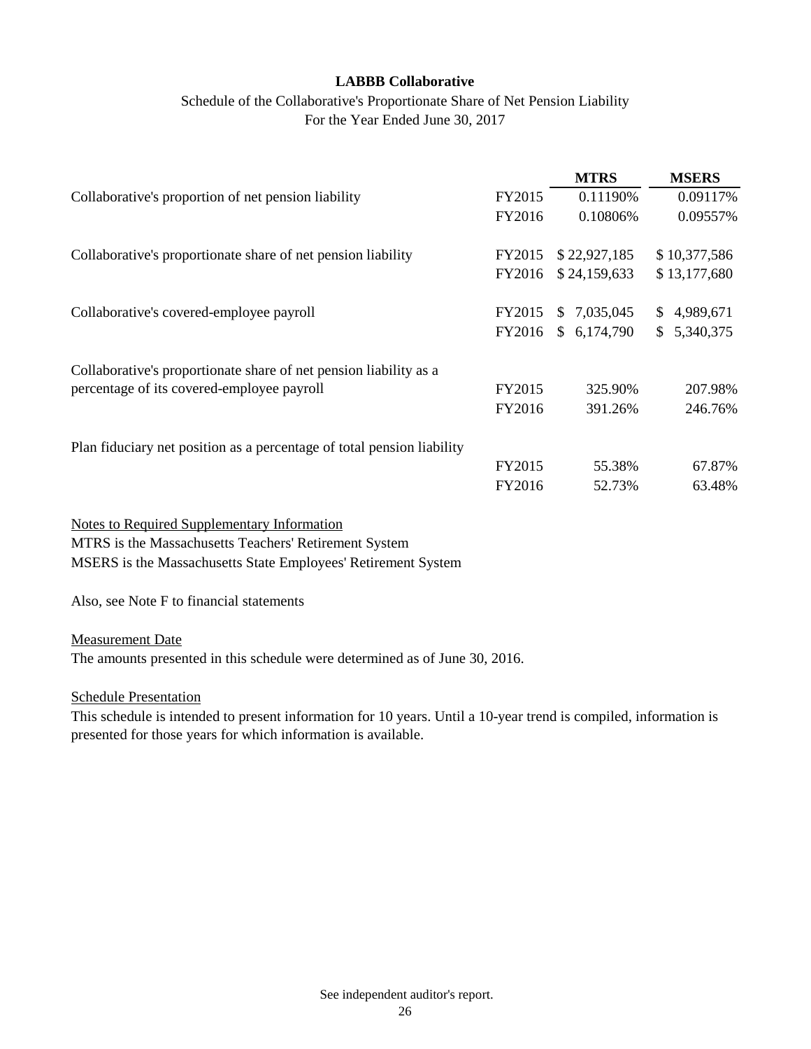**LABBB Collaborative**

Schedule of the Collaborative's Proportionate Share of Net Pension Liability
For the Year Ended June 30, 2017

| | | MTRS | MSERS |
|---|---|---|---|
| Collaborative's proportion of net pension liability | FY2015 | 0.11190% | 0.09117% |
| | FY2016 | 0.10806% | 0.09557% |
| Collaborative's proportionate share of net pension liability | FY2015 | $ 22,927,185 | $ 10,377,586 |
| | FY2016 | $ 24,159,633 | $ 13,177,680 |
| Collaborative's covered-employee payroll | FY2015 | $ 7,035,045 | $ 4,989,671 |
| | FY2016 | $ 6,174,790 | $ 5,340,375 |
| Collaborative's proportionate share of net pension liability as a percentage of its covered-employee payroll | FY2015 | 325.90% | 207.98% |
| | FY2016 | 391.26% | 246.76% |
| Plan fiduciary net position as a percentage of total pension liability | FY2015 | 55.38% | 67.87% |
| | FY2016 | 52.73% | 63.48% |

Notes to Required Supplementary Information

MTRS is the Massachusetts Teachers' Retirement System

MSERS is the Massachusetts State Employees' Retirement System

Also, see Note F to financial statements

Measurement Date

The amounts presented in this schedule were determined as of June 30, 2016.

Schedule Presentation

This schedule is intended to present information for 10 years. Until a 10-year trend is compiled, information is presented for those years for which information is available.

See independent auditor's report.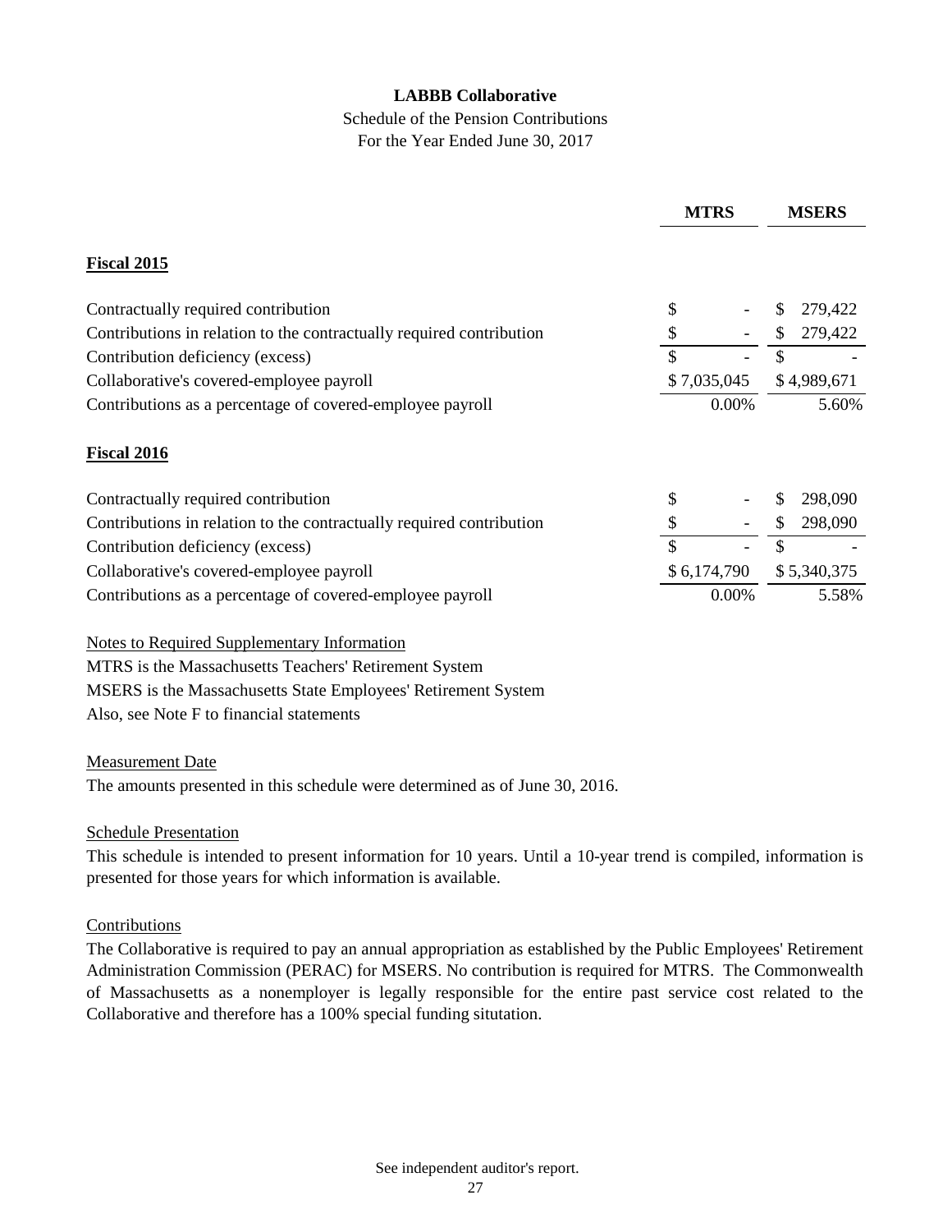**LABBB Collaborative**

Schedule of the Pension Contributions

For the Year Ended June 30, 2017

| | MTRS | MSERS |
|---|---|---|
| **Fiscal 2015** | | |
| Contractually required contribution | $ - | $ 279,422 |
| Contributions in relation to the contractually required contribution | $ - | $ 279,422 |
| Contribution deficiency (excess) | $ - | $ - |
| Collaborative's covered-employee payroll | $ 7,035,045 | $ 4,989,671 |
| Contributions as a percentage of covered-employee payroll | 0.00% | 5.60% |
| **Fiscal 2016** | | |
| Contractually required contribution | $ - | $ 298,090 |
| Contributions in relation to the contractually required contribution | $ - | $ 298,090 |
| Contribution deficiency (excess) | $ - | $ - |
| Collaborative's covered-employee payroll | $ 6,174,790 | $ 5,340,375 |
| Contributions as a percentage of covered-employee payroll | 0.00% | 5.58% |

Notes to Required Supplementary Information

MTRS is the Massachusetts Teachers' Retirement System

MSERS is the Massachusetts State Employees' Retirement System

Also, see Note F to financial statements

Measurement Date

The amounts presented in this schedule were determined as of June 30, 2016.

Schedule Presentation

This schedule is intended to present information for 10 years. Until a 10-year trend is compiled, information is presented for those years for which information is available.

Contributions

The Collaborative is required to pay an annual appropriation as established by the Public Employees' Retirement Administration Commission (PERAC) for MSERS. No contribution is required for MTRS. The Commonwealth of Massachusetts as a nonemployer is legally responsible for the entire past service cost related to the Collaborative and therefore has a 100% special funding situtation.

See independent auditor's report.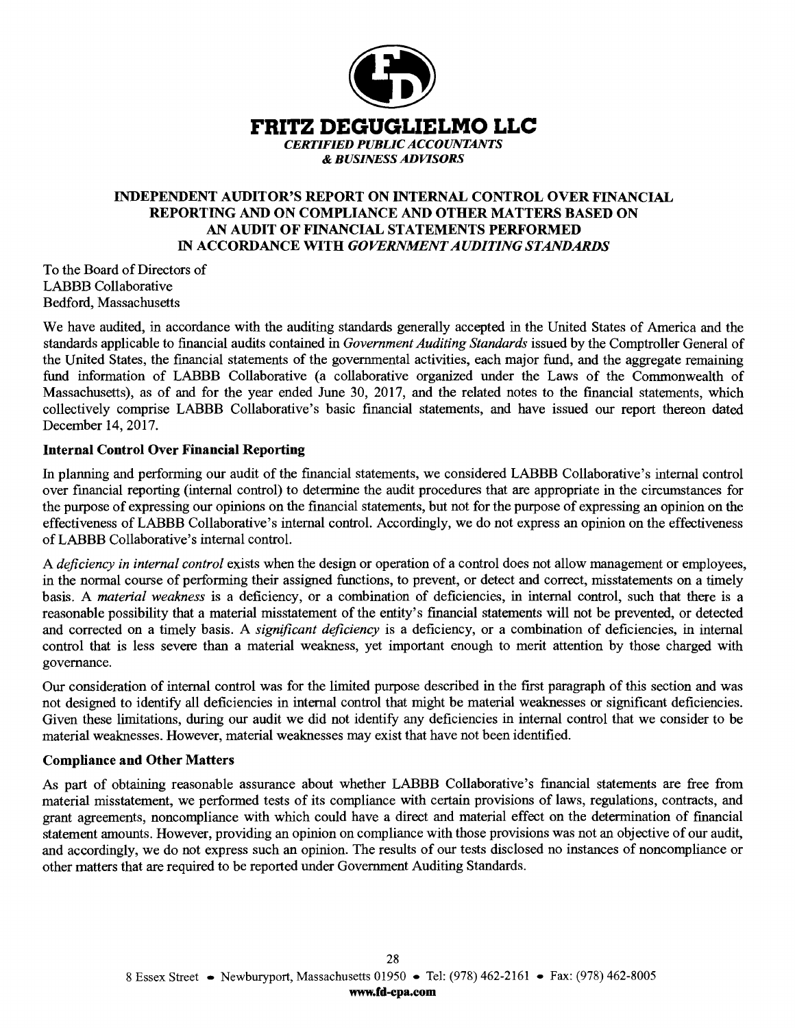**FRITZ DEGUGLIELMO LLC**
*CERTIFIED PUBLIC ACCOUNTANTS*
*& BUSINESS ADVISORS*

# INDEPENDENT AUDITOR'S REPORT ON INTERNAL CONTROL OVER FINANCIAL REPORTING AND ON COMPLIANCE AND OTHER MATTERS BASED ON AN AUDIT OF FINANCIAL STATEMENTS PERFORMED IN ACCORDANCE WITH *GOVERNMENT AUDITING STANDARDS*

To the Board of Directors of
LABBB Collaborative
Bedford, Massachusetts

We have audited, in accordance with the auditing standards generally accepted in the United States of America and the standards applicable to financial audits contained in *Government Auditing Standards* issued by the Comptroller General of the United States, the financial statements of the governmental activities, each major fund, and the aggregate remaining fund information of LABBB Collaborative (a collaborative organized under the Laws of the Commonwealth of Massachusetts), as of and for the year ended June 30, 2017, and the related notes to the financial statements, which collectively comprise LABBB Collaborative's basic financial statements, and have issued our report thereon dated December 14, 2017.

## Internal Control Over Financial Reporting

In planning and performing our audit of the financial statements, we considered LABBB Collaborative's internal control over financial reporting (internal control) to determine the audit procedures that are appropriate in the circumstances for the purpose of expressing our opinions on the financial statements, but not for the purpose of expressing an opinion on the effectiveness of LABBB Collaborative's internal control. Accordingly, we do not express an opinion on the effectiveness of LABBB Collaborative's internal control.

A *deficiency in internal control* exists when the design or operation of a control does not allow management or employees, in the normal course of performing their assigned functions, to prevent, or detect and correct, misstatements on a timely basis. A *material weakness* is a deficiency, or a combination of deficiencies, in internal control, such that there is a reasonable possibility that a material misstatement of the entity's financial statements will not be prevented, or detected and corrected on a timely basis. A *significant deficiency* is a deficiency, or a combination of deficiencies, in internal control that is less severe than a material weakness, yet important enough to merit attention by those charged with governance.

Our consideration of internal control was for the limited purpose described in the first paragraph of this section and was not designed to identify all deficiencies in internal control that might be material weaknesses or significant deficiencies. Given these limitations, during our audit we did not identify any deficiencies in internal control that we consider to be material weaknesses. However, material weaknesses may exist that have not been identified.

## Compliance and Other Matters

As part of obtaining reasonable assurance about whether LABBB Collaborative's financial statements are free from material misstatement, we performed tests of its compliance with certain provisions of laws, regulations, contracts, and grant agreements, noncompliance with which could have a direct and material effect on the determination of financial statement amounts. However, providing an opinion on compliance with those provisions was not an objective of our audit, and accordingly, we do not express such an opinion. The results of our tests disclosed no instances of noncompliance or other matters that are required to be reported under Government Auditing Standards.

8 Essex Street • Newburyport, Massachusetts 01950 • Tel: (978) 462-2161 • Fax: (978) 462-8005
**www.fd-cpa.com**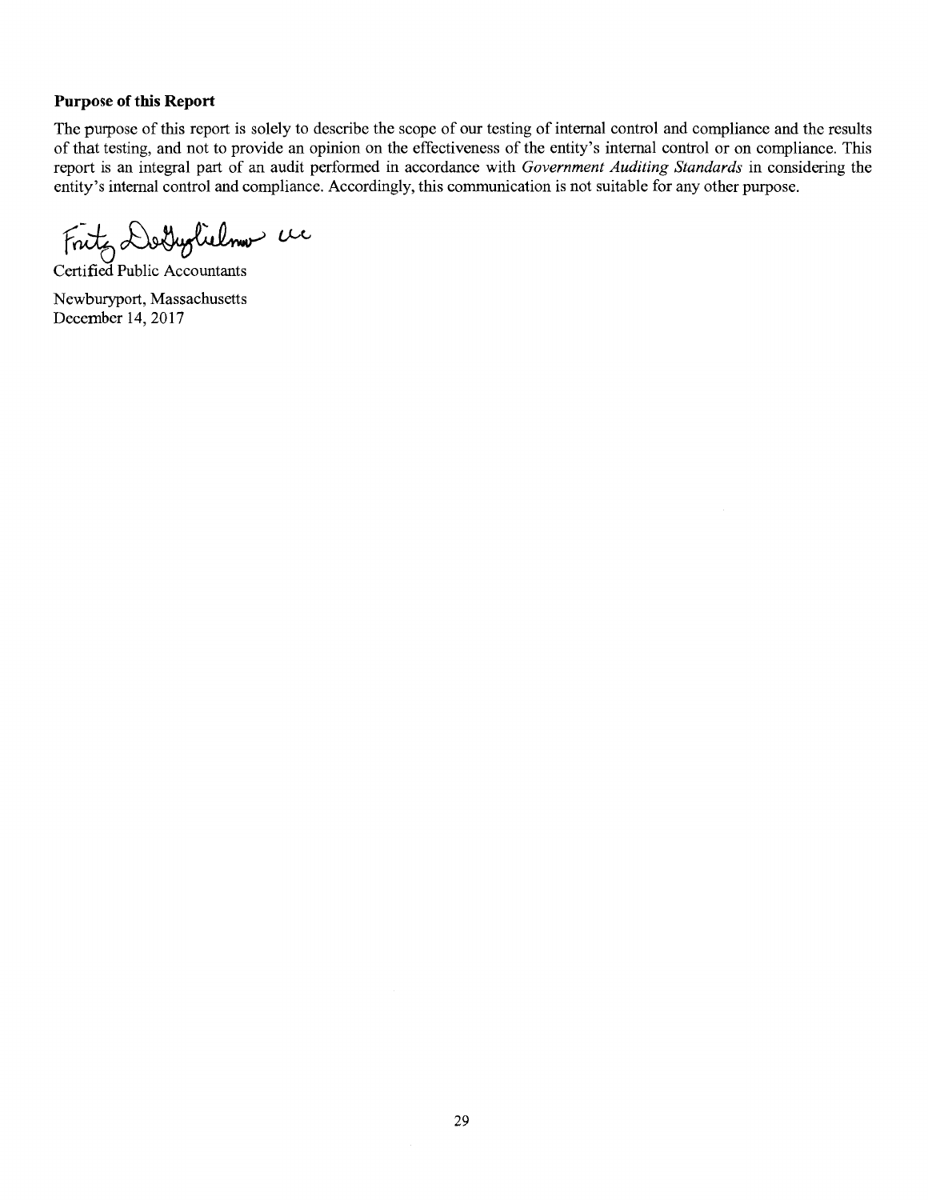**Purpose of this Report**

The purpose of this report is solely to describe the scope of our testing of internal control and compliance and the results of that testing, and not to provide an opinion on the effectiveness of the entity's internal control or on compliance. This report is an integral part of an audit performed in accordance with *Government Auditing Standards* in considering the entity's internal control and compliance. Accordingly, this communication is not suitable for any other purpose.

Fritz DeGuglielmo LLC

Certified Public Accountants

Newburyport, Massachusetts
December 14, 2017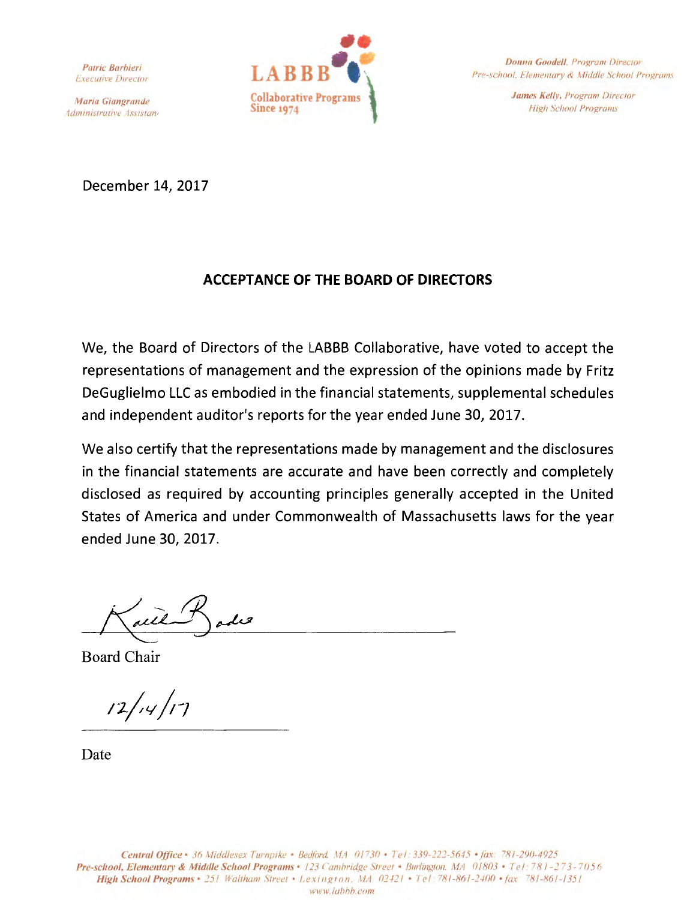Patric Barbieri
*Executive Director*

Maria Giangrande
*Administrative Assistant*

LABBB
Collaborative Programs
Since 1974

Donna Goodell, *Program Director*
*Pre-school, Elementary & Middle School Programs*

James Kelly, *Program Director*
*High School Programs*

December 14, 2017

## ACCEPTANCE OF THE BOARD OF DIRECTORS

We, the Board of Directors of the LABBB Collaborative, have voted to accept the representations of management and the expression of the opinions made by Fritz DeGuglielmo LLC as embodied in the financial statements, supplemental schedules and independent auditor's reports for the year ended June 30, 2017.

We also certify that the representations made by management and the disclosures in the financial statements are accurate and have been correctly and completely disclosed as required by accounting principles generally accepted in the United States of America and under Commonwealth of Massachusetts laws for the year ended June 30, 2017.

Board Chair

12/14/17

Date

**Central Office** • 36 Middlesex Turnpike • Bedford, MA 01730 • Tel: 339-222-5645 • fax: 781-290-4925
**Pre-school, Elementary & Middle School Programs** • 123 Cambridge Street • Burlington, MA 01803 • Tel: 781-273-7056
**High School Programs** • 251 Waltham Street • Lexington, MA 02421 • Tel: 781-861-2400 • fax: 781-861-1351
www.labbb.com